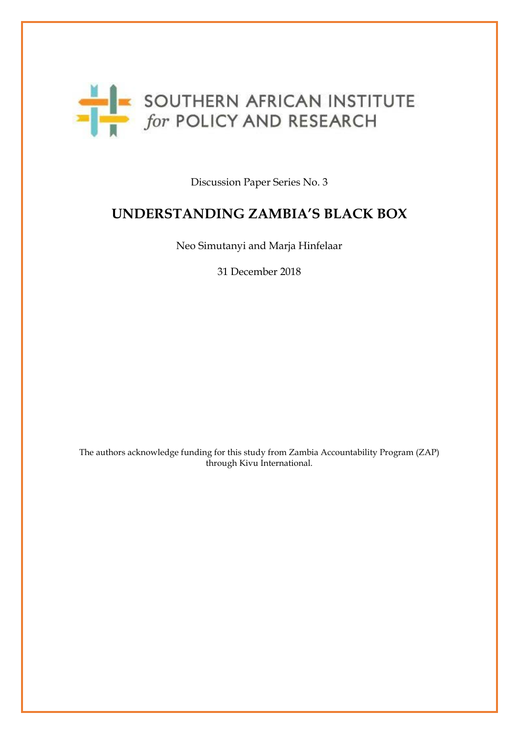SOUTHERN AFRICAN INSTITUTE *for* POLICY AND RESEARCH

Discussion Paper Series No. 3

# UNDERSTANDING ZAMBIA'S BLACK BOX

Neo Simutanyi and Marja Hinfelaar

31 December 2018

The authors acknowledge funding for this study from Zambia Accountability Program (ZAP) through Kivu International.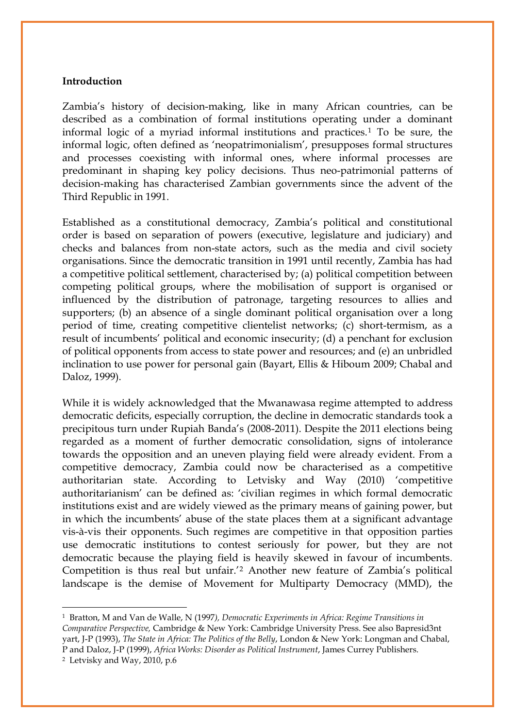**Introduction**

Zambia's history of decision-making, like in many African countries, can be described as a combination of formal institutions operating under a dominant informal logic of a myriad informal institutions and practices.[1] To be sure, the informal logic, often defined as 'neopatrimonialism', presupposes formal structures and processes coexisting with informal ones, where informal processes are predominant in shaping key policy decisions. Thus neo-patrimonial patterns of decision-making has characterised Zambian governments since the advent of the Third Republic in 1991.

Established as a constitutional democracy, Zambia's political and constitutional order is based on separation of powers (executive, legislature and judiciary) and checks and balances from non-state actors, such as the media and civil society organisations. Since the democratic transition in 1991 until recently, Zambia has had a competitive political settlement, characterised by; (a) political competition between competing political groups, where the mobilisation of support is organised or influenced by the distribution of patronage, targeting resources to allies and supporters; (b) an absence of a single dominant political organisation over a long period of time, creating competitive clientelist networks; (c) short-termism, as a result of incumbents' political and economic insecurity; (d) a penchant for exclusion of political opponents from access to state power and resources; and (e) an unbridled inclination to use power for personal gain (Bayart, Ellis & Hiboum 2009; Chabal and Daloz, 1999).

While it is widely acknowledged that the Mwanawasa regime attempted to address democratic deficits, especially corruption, the decline in democratic standards took a precipitous turn under Rupiah Banda's (2008-2011). Despite the 2011 elections being regarded as a moment of further democratic consolidation, signs of intolerance towards the opposition and an uneven playing field were already evident. From a competitive democracy, Zambia could now be characterised as a competitive authoritarian state. According to Letvisky and Way (2010) 'competitive authoritarianism' can be defined as: 'civilian regimes in which formal democratic institutions exist and are widely viewed as the primary means of gaining power, but in which the incumbents' abuse of the state places them at a significant advantage vis-à-vis their opponents. Such regimes are competitive in that opposition parties use democratic institutions to contest seriously for power, but they are not democratic because the playing field is heavily skewed in favour of incumbents. Competition is thus real but unfair.'[2] Another new feature of Zambia's political landscape is the demise of Movement for Multiparty Democracy (MMD), the

---

[1] Bratton, M and Van de Walle, N (1997), *Democratic Experiments in Africa: Regime Transitions in Comparative Perspective,* Cambridge & New York: Cambridge University Press. See also Bapresid3nt yart, J-P (1993), *The State in Africa: The Politics of the Belly*, London & New York: Longman and Chabal, P and Daloz, J-P (1999), *Africa Works: Disorder as Political Instrument*, James Currey Publishers.

[2] Letvisky and Way, 2010, p.6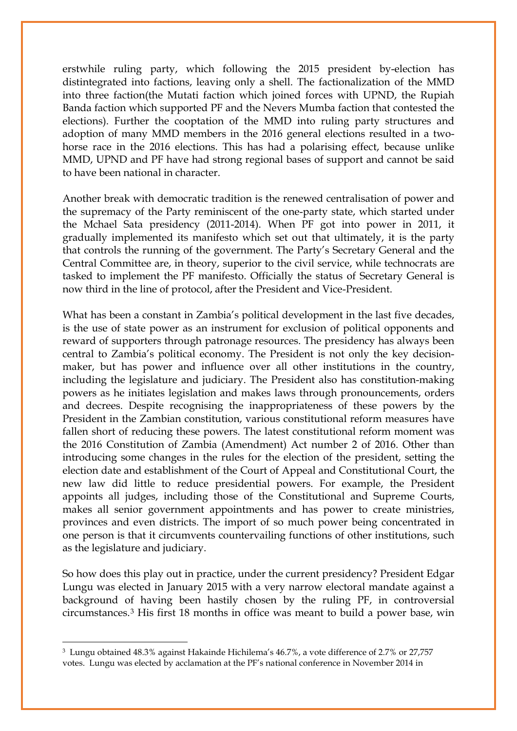erstwhile ruling party, which following the 2015 president by-election has distintegrated into factions, leaving only a shell. The factionalization of the MMD into three faction(the Mutati faction which joined forces with UPND, the Rupiah Banda faction which supported PF and the Nevers Mumba faction that contested the elections). Further the cooptation of the MMD into ruling party structures and adoption of many MMD members in the 2016 general elections resulted in a two-horse race in the 2016 elections. This has had a polarising effect, because unlike MMD, UPND and PF have had strong regional bases of support and cannot be said to have been national in character.

Another break with democratic tradition is the renewed centralisation of power and the supremacy of the Party reminiscent of the one-party state, which started under the Mchael Sata presidency (2011-2014). When PF got into power in 2011, it gradually implemented its manifesto which set out that ultimately, it is the party that controls the running of the government. The Party's Secretary General and the Central Committee are, in theory, superior to the civil service, while technocrats are tasked to implement the PF manifesto. Officially the status of Secretary General is now third in the line of protocol, after the President and Vice-President.

What has been a constant in Zambia's political development in the last five decades, is the use of state power as an instrument for exclusion of political opponents and reward of supporters through patronage resources. The presidency has always been central to Zambia's political economy. The President is not only the key decision-maker, but has power and influence over all other institutions in the country, including the legislature and judiciary. The President also has constitution-making powers as he initiates legislation and makes laws through pronouncements, orders and decrees. Despite recognising the inappropriateness of these powers by the President in the Zambian constitution, various constitutional reform measures have fallen short of reducing these powers. The latest constitutional reform moment was the 2016 Constitution of Zambia (Amendment) Act number 2 of 2016. Other than introducing some changes in the rules for the election of the president, setting the election date and establishment of the Court of Appeal and Constitutional Court, the new law did little to reduce presidential powers. For example, the President appoints all judges, including those of the Constitutional and Supreme Courts, makes all senior government appointments and has power to create ministries, provinces and even districts. The import of so much power being concentrated in one person is that it circumvents countervailing functions of other institutions, such as the legislature and judiciary.

So how does this play out in practice, under the current presidency? President Edgar Lungu was elected in January 2015 with a very narrow electoral mandate against a background of having been hastily chosen by the ruling PF, in controversial circumstances.[3] His first 18 months in office was meant to build a power base, win

[3] Lungu obtained 48.3% against Hakainde Hichilema's 46.7%, a vote difference of 2.7% or 27,757 votes. Lungu was elected by acclamation at the PF's national conference in November 2014 in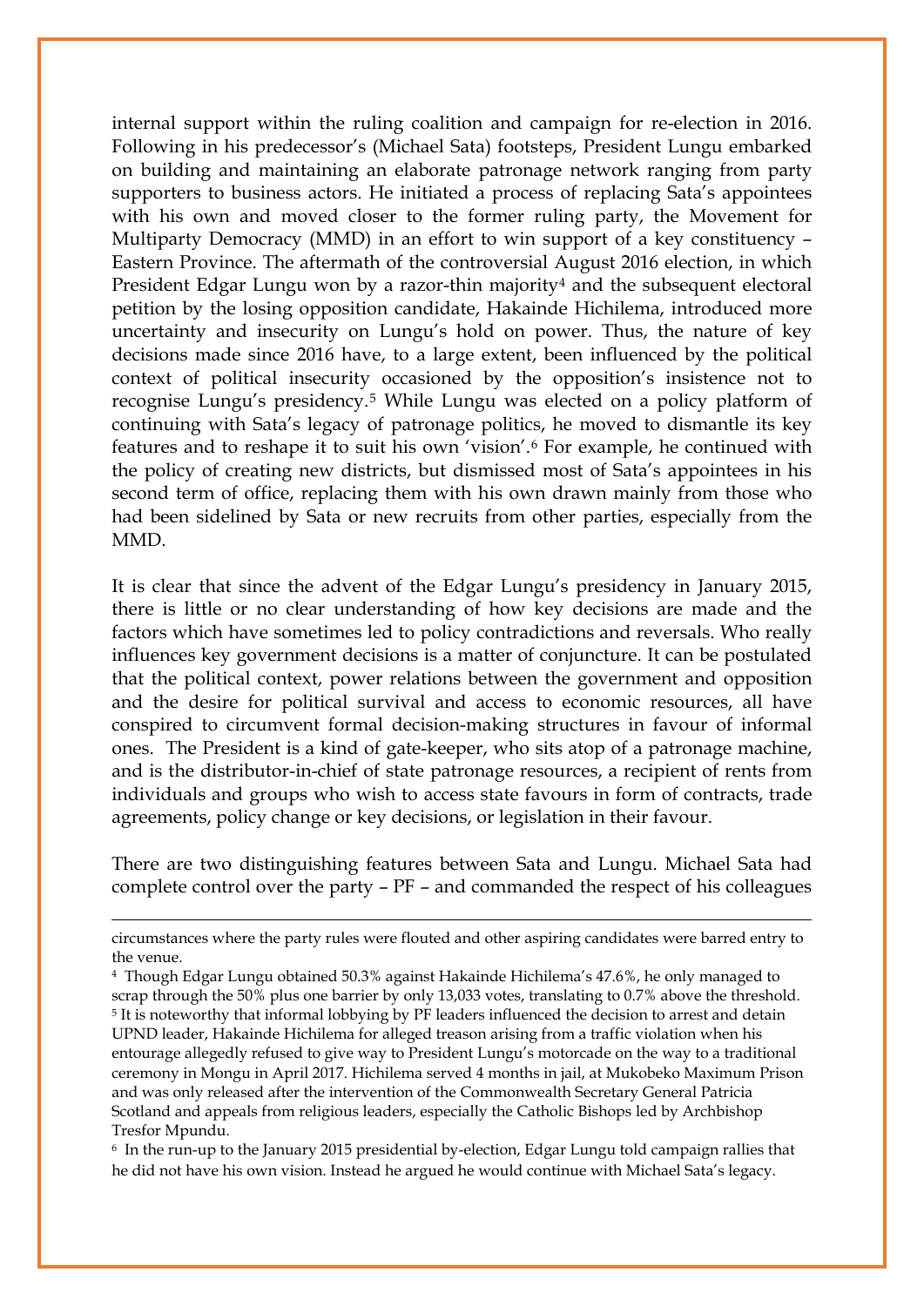internal support within the ruling coalition and campaign for re-election in 2016. Following in his predecessor's (Michael Sata) footsteps, President Lungu embarked on building and maintaining an elaborate patronage network ranging from party supporters to business actors. He initiated a process of replacing Sata's appointees with his own and moved closer to the former ruling party, the Movement for Multiparty Democracy (MMD) in an effort to win support of a key constituency – Eastern Province. The aftermath of the controversial August 2016 election, in which President Edgar Lungu won by a razor-thin majority[4] and the subsequent electoral petition by the losing opposition candidate, Hakainde Hichilema, introduced more uncertainty and insecurity on Lungu's hold on power. Thus, the nature of key decisions made since 2016 have, to a large extent, been influenced by the political context of political insecurity occasioned by the opposition's insistence not to recognise Lungu's presidency.[5] While Lungu was elected on a policy platform of continuing with Sata's legacy of patronage politics, he moved to dismantle its key features and to reshape it to suit his own 'vision'.[6] For example, he continued with the policy of creating new districts, but dismissed most of Sata's appointees in his second term of office, replacing them with his own drawn mainly from those who had been sidelined by Sata or new recruits from other parties, especially from the MMD.

It is clear that since the advent of the Edgar Lungu's presidency in January 2015, there is little or no clear understanding of how key decisions are made and the factors which have sometimes led to policy contradictions and reversals. Who really influences key government decisions is a matter of conjuncture. It can be postulated that the political context, power relations between the government and opposition and the desire for political survival and access to economic resources, all have conspired to circumvent formal decision-making structures in favour of informal ones. The President is a kind of gate-keeper, who sits atop of a patronage machine, and is the distributor-in-chief of state patronage resources, a recipient of rents from individuals and groups who wish to access state favours in form of contracts, trade agreements, policy change or key decisions, or legislation in their favour.

There are two distinguishing features between Sata and Lungu. Michael Sata had complete control over the party – PF – and commanded the respect of his colleagues

---

circumstances where the party rules were flouted and other aspiring candidates were barred entry to the venue.

[4] Though Edgar Lungu obtained 50.3% against Hakainde Hichilema's 47.6%, he only managed to scrap through the 50% plus one barrier by only 13,033 votes, translating to 0.7% above the threshold.

[5] It is noteworthy that informal lobbying by PF leaders influenced the decision to arrest and detain UPND leader, Hakainde Hichilema for alleged treason arising from a traffic violation when his entourage allegedly refused to give way to President Lungu's motorcade on the way to a traditional ceremony in Mongu in April 2017. Hichilema served 4 months in jail, at Mukobeko Maximum Prison and was only released after the intervention of the Commonwealth Secretary General Patricia Scotland and appeals from religious leaders, especially the Catholic Bishops led by Archbishop Tresfor Mpundu.

[6] In the run-up to the January 2015 presidential by-election, Edgar Lungu told campaign rallies that he did not have his own vision. Instead he argued he would continue with Michael Sata's legacy.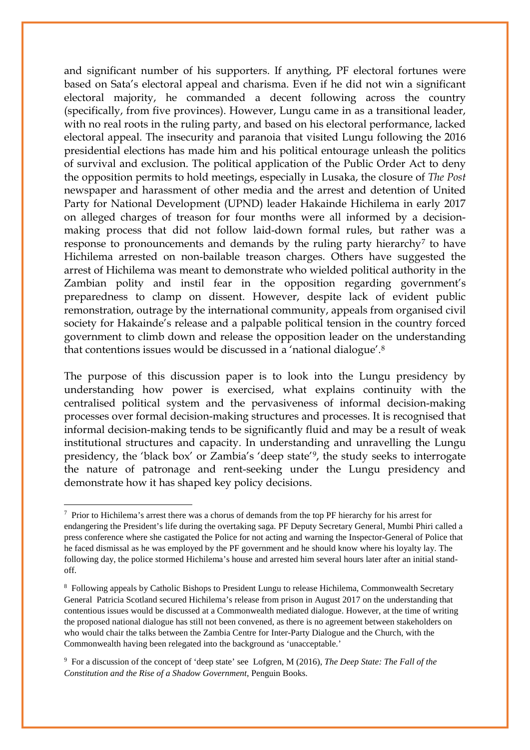and significant number of his supporters. If anything, PF electoral fortunes were based on Sata's electoral appeal and charisma. Even if he did not win a significant electoral majority, he commanded a decent following across the country (specifically, from five provinces). However, Lungu came in as a transitional leader, with no real roots in the ruling party, and based on his electoral performance, lacked electoral appeal. The insecurity and paranoia that visited Lungu following the 2016 presidential elections has made him and his political entourage unleash the politics of survival and exclusion. The political application of the Public Order Act to deny the opposition permits to hold meetings, especially in Lusaka, the closure of *The Post* newspaper and harassment of other media and the arrest and detention of United Party for National Development (UPND) leader Hakainde Hichilema in early 2017 on alleged charges of treason for four months were all informed by a decision-making process that did not follow laid-down formal rules, but rather was a response to pronouncements and demands by the ruling party hierarchy[7] to have Hichilema arrested on non-bailable treason charges. Others have suggested the arrest of Hichilema was meant to demonstrate who wielded political authority in the Zambian polity and instil fear in the opposition regarding government's preparedness to clamp on dissent. However, despite lack of evident public remonstration, outrage by the international community, appeals from organised civil society for Hakainde's release and a palpable political tension in the country forced government to climb down and release the opposition leader on the understanding that contentions issues would be discussed in a 'national dialogue'.[8]

The purpose of this discussion paper is to look into the Lungu presidency by understanding how power is exercised, what explains continuity with the centralised political system and the pervasiveness of informal decision-making processes over formal decision-making structures and processes. It is recognised that informal decision-making tends to be significantly fluid and may be a result of weak institutional structures and capacity. In understanding and unravelling the Lungu presidency, the 'black box' or Zambia's 'deep state'[9], the study seeks to interrogate the nature of patronage and rent-seeking under the Lungu presidency and demonstrate how it has shaped key policy decisions.

---

[7] Prior to Hichilema's arrest there was a chorus of demands from the top PF hierarchy for his arrest for endangering the President's life during the overtaking saga. PF Deputy Secretary General, Mumbi Phiri called a press conference where she castigated the Police for not acting and warning the Inspector-General of Police that he faced dismissal as he was employed by the PF government and he should know where his loyalty lay. The following day, the police stormed Hichilema's house and arrested him several hours later after an initial stand-off.

[8] Following appeals by Catholic Bishops to President Lungu to release Hichilema, Commonwealth Secretary General Patricia Scotland secured Hichilema's release from prison in August 2017 on the understanding that contentious issues would be discussed at a Commonwealth mediated dialogue. However, at the time of writing the proposed national dialogue has still not been convened, as there is no agreement between stakeholders on who would chair the talks between the Zambia Centre for Inter-Party Dialogue and the Church, with the Commonwealth having been relegated into the background as 'unacceptable.'

[9] For a discussion of the concept of 'deep state' see Lofgren, M (2016), *The Deep State: The Fall of the Constitution and the Rise of a Shadow Government*, Penguin Books.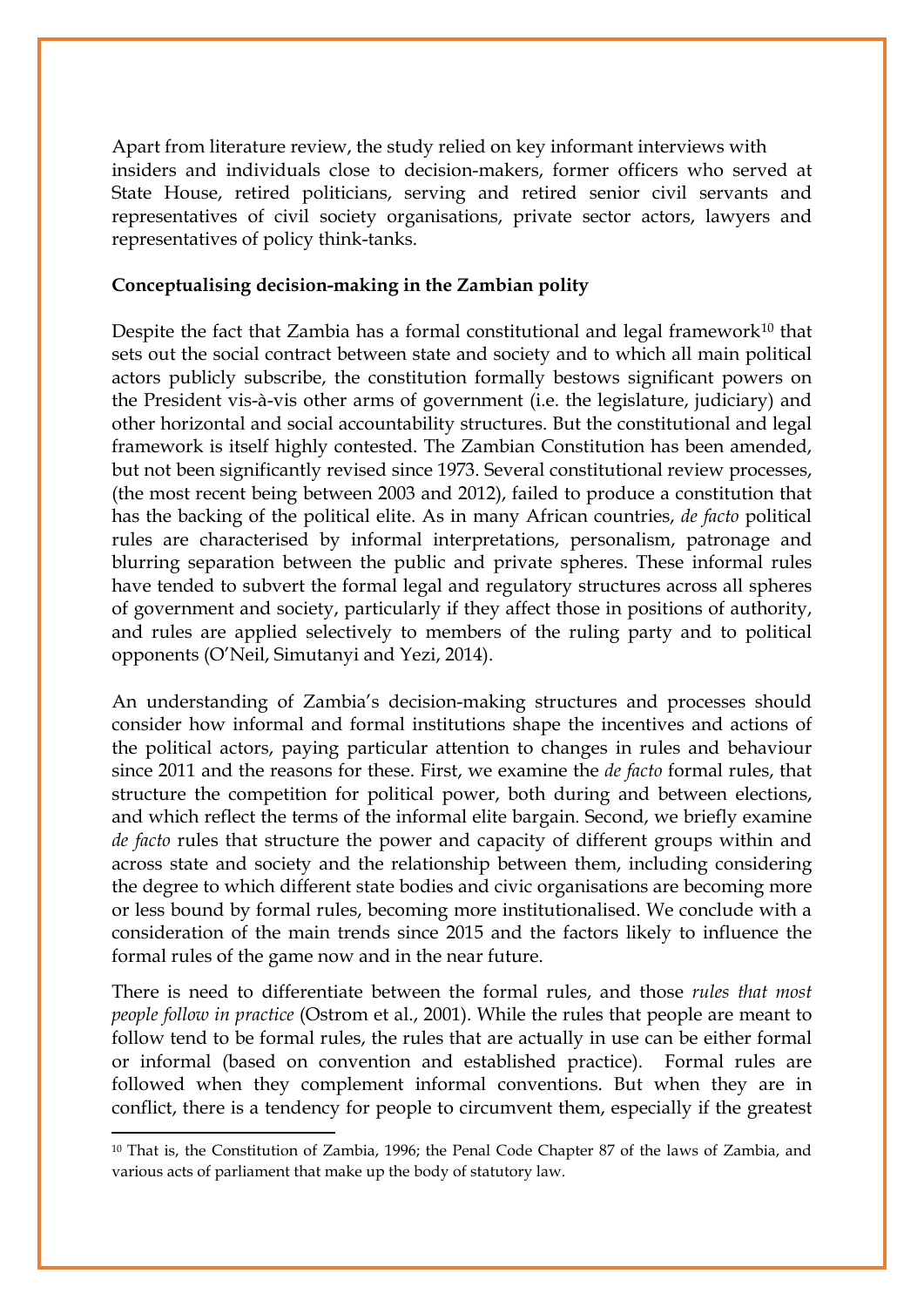Apart from literature review, the study relied on key informant interviews with insiders and individuals close to decision-makers, former officers who served at State House, retired politicians, serving and retired senior civil servants and representatives of civil society organisations, private sector actors, lawyers and representatives of policy think-tanks.

**Conceptualising decision-making in the Zambian polity**

Despite the fact that Zambia has a formal constitutional and legal framework[10] that sets out the social contract between state and society and to which all main political actors publicly subscribe, the constitution formally bestows significant powers on the President vis-à-vis other arms of government (i.e. the legislature, judiciary) and other horizontal and social accountability structures. But the constitutional and legal framework is itself highly contested. The Zambian Constitution has been amended, but not been significantly revised since 1973. Several constitutional review processes, (the most recent being between 2003 and 2012), failed to produce a constitution that has the backing of the political elite. As in many African countries, *de facto* political rules are characterised by informal interpretations, personalism, patronage and blurring separation between the public and private spheres. These informal rules have tended to subvert the formal legal and regulatory structures across all spheres of government and society, particularly if they affect those in positions of authority, and rules are applied selectively to members of the ruling party and to political opponents (O'Neil, Simutanyi and Yezi, 2014).

An understanding of Zambia's decision-making structures and processes should consider how informal and formal institutions shape the incentives and actions of the political actors, paying particular attention to changes in rules and behaviour since 2011 and the reasons for these. First, we examine the *de facto* formal rules, that structure the competition for political power, both during and between elections, and which reflect the terms of the informal elite bargain. Second, we briefly examine *de facto* rules that structure the power and capacity of different groups within and across state and society and the relationship between them, including considering the degree to which different state bodies and civic organisations are becoming more or less bound by formal rules, becoming more institutionalised. We conclude with a consideration of the main trends since 2015 and the factors likely to influence the formal rules of the game now and in the near future.

There is need to differentiate between the formal rules, and those *rules that most people follow in practice* (Ostrom et al., 2001). While the rules that people are meant to follow tend to be formal rules, the rules that are actually in use can be either formal or informal (based on convention and established practice). Formal rules are followed when they complement informal conventions. But when they are in conflict, there is a tendency for people to circumvent them, especially if the greatest

[10] That is, the Constitution of Zambia, 1996; the Penal Code Chapter 87 of the laws of Zambia, and various acts of parliament that make up the body of statutory law.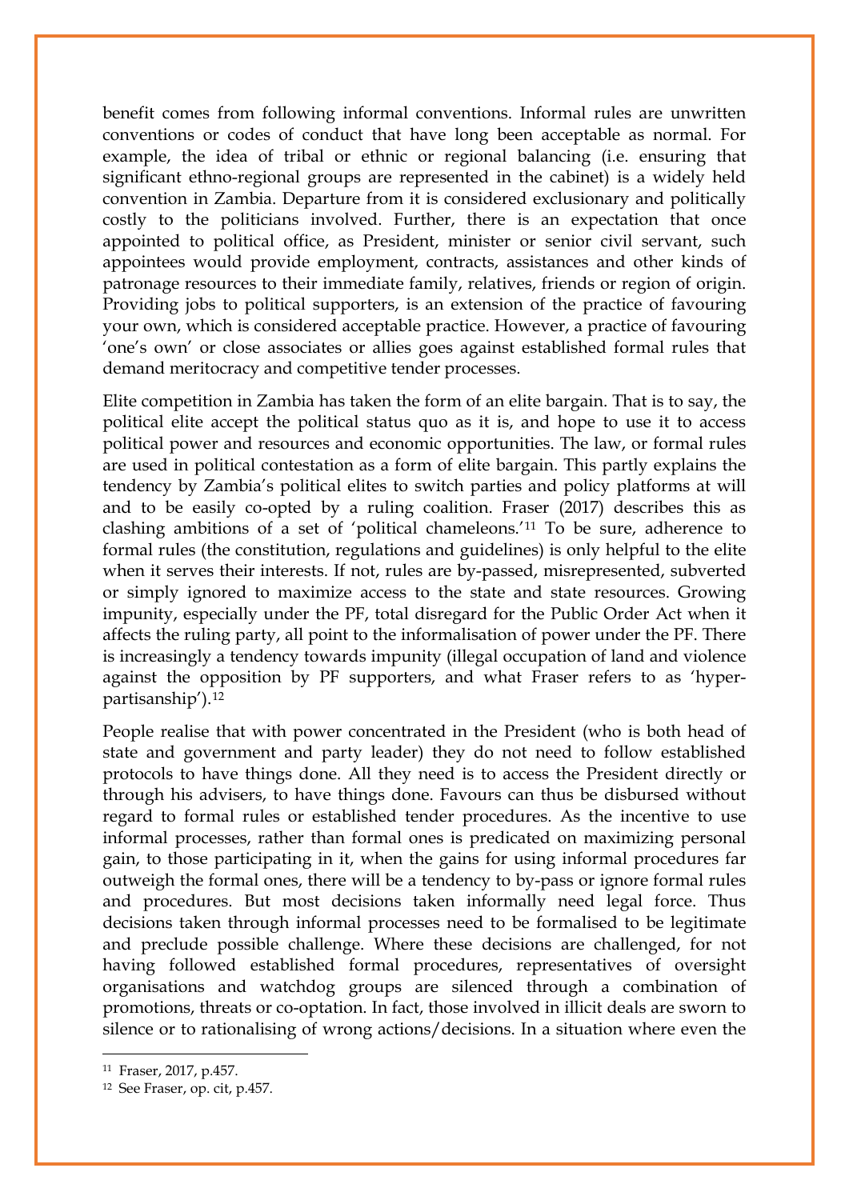benefit comes from following informal conventions. Informal rules are unwritten conventions or codes of conduct that have long been acceptable as normal. For example, the idea of tribal or ethnic or regional balancing (i.e. ensuring that significant ethno-regional groups are represented in the cabinet) is a widely held convention in Zambia. Departure from it is considered exclusionary and politically costly to the politicians involved. Further, there is an expectation that once appointed to political office, as President, minister or senior civil servant, such appointees would provide employment, contracts, assistances and other kinds of patronage resources to their immediate family, relatives, friends or region of origin. Providing jobs to political supporters, is an extension of the practice of favouring your own, which is considered acceptable practice. However, a practice of favouring 'one's own' or close associates or allies goes against established formal rules that demand meritocracy and competitive tender processes.

Elite competition in Zambia has taken the form of an elite bargain. That is to say, the political elite accept the political status quo as it is, and hope to use it to access political power and resources and economic opportunities. The law, or formal rules are used in political contestation as a form of elite bargain. This partly explains the tendency by Zambia's political elites to switch parties and policy platforms at will and to be easily co-opted by a ruling coalition. Fraser (2017) describes this as clashing ambitions of a set of 'political chameleons.'[11] To be sure, adherence to formal rules (the constitution, regulations and guidelines) is only helpful to the elite when it serves their interests. If not, rules are by-passed, misrepresented, subverted or simply ignored to maximize access to the state and state resources. Growing impunity, especially under the PF, total disregard for the Public Order Act when it affects the ruling party, all point to the informalisation of power under the PF. There is increasingly a tendency towards impunity (illegal occupation of land and violence against the opposition by PF supporters, and what Fraser refers to as 'hyper-partisanship').[12]

People realise that with power concentrated in the President (who is both head of state and government and party leader) they do not need to follow established protocols to have things done. All they need is to access the President directly or through his advisers, to have things done. Favours can thus be disbursed without regard to formal rules or established tender procedures. As the incentive to use informal processes, rather than formal ones is predicated on maximizing personal gain, to those participating in it, when the gains for using informal procedures far outweigh the formal ones, there will be a tendency to by-pass or ignore formal rules and procedures. But most decisions taken informally need legal force. Thus decisions taken through informal processes need to be formalised to be legitimate and preclude possible challenge. Where these decisions are challenged, for not having followed established formal procedures, representatives of oversight organisations and watchdog groups are silenced through a combination of promotions, threats or co-optation. In fact, those involved in illicit deals are sworn to silence or to rationalising of wrong actions/decisions. In a situation where even the

---

[11] Fraser, 2017, p.457.

[12] See Fraser, op. cit, p.457.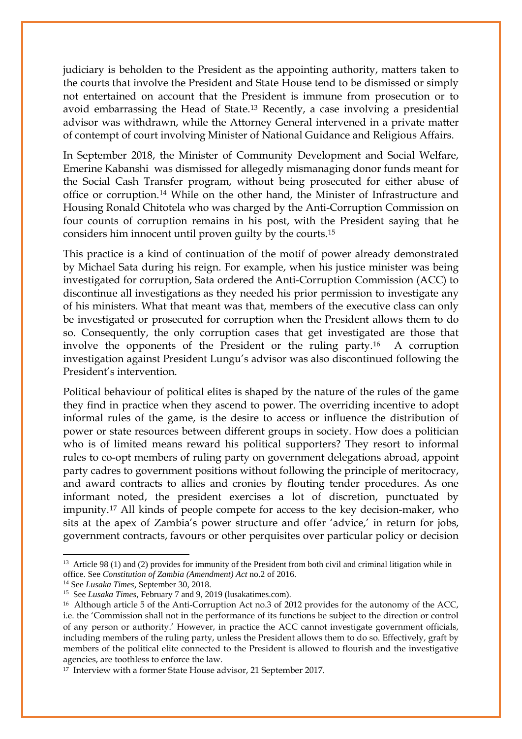judiciary is beholden to the President as the appointing authority, matters taken to the courts that involve the President and State House tend to be dismissed or simply not entertained on account that the President is immune from prosecution or to avoid embarrassing the Head of State.[13] Recently, a case involving a presidential advisor was withdrawn, while the Attorney General intervened in a private matter of contempt of court involving Minister of National Guidance and Religious Affairs.

In September 2018, the Minister of Community Development and Social Welfare, Emerine Kabanshi was dismissed for allegedly mismanaging donor funds meant for the Social Cash Transfer program, without being prosecuted for either abuse of office or corruption.[14] While on the other hand, the Minister of Infrastructure and Housing Ronald Chitotela who was charged by the Anti-Corruption Commission on four counts of corruption remains in his post, with the President saying that he considers him innocent until proven guilty by the courts.[15]

This practice is a kind of continuation of the motif of power already demonstrated by Michael Sata during his reign. For example, when his justice minister was being investigated for corruption, Sata ordered the Anti-Corruption Commission (ACC) to discontinue all investigations as they needed his prior permission to investigate any of his ministers. What that meant was that, members of the executive class can only be investigated or prosecuted for corruption when the President allows them to do so. Consequently, the only corruption cases that get investigated are those that involve the opponents of the President or the ruling party.[16] A corruption investigation against President Lungu's advisor was also discontinued following the President's intervention.

Political behaviour of political elites is shaped by the nature of the rules of the game they find in practice when they ascend to power. The overriding incentive to adopt informal rules of the game, is the desire to access or influence the distribution of power or state resources between different groups in society. How does a politician who is of limited means reward his political supporters? They resort to informal rules to co-opt members of ruling party on government delegations abroad, appoint party cadres to government positions without following the principle of meritocracy, and award contracts to allies and cronies by flouting tender procedures. As one informant noted, the president exercises a lot of discretion, punctuated by impunity.[17] All kinds of people compete for access to the key decision-maker, who sits at the apex of Zambia's power structure and offer 'advice,' in return for jobs, government contracts, favours or other perquisites over particular policy or decision

---

[13] Article 98 (1) and (2) provides for immunity of the President from both civil and criminal litigation while in office. See *Constitution of Zambia (Amendment) Act* no.2 of 2016.

[14] See *Lusaka Times*, September 30, 2018.

[15] See *Lusaka Times*, February 7 and 9, 2019 (lusakatimes.com).

[16] Although article 5 of the Anti-Corruption Act no.3 of 2012 provides for the autonomy of the ACC, i.e. the 'Commission shall not in the performance of its functions be subject to the direction or control of any person or authority.' However, in practice the ACC cannot investigate government officials, including members of the ruling party, unless the President allows them to do so. Effectively, graft by members of the political elite connected to the President is allowed to flourish and the investigative agencies, are toothless to enforce the law.

[17] Interview with a former State House advisor, 21 September 2017.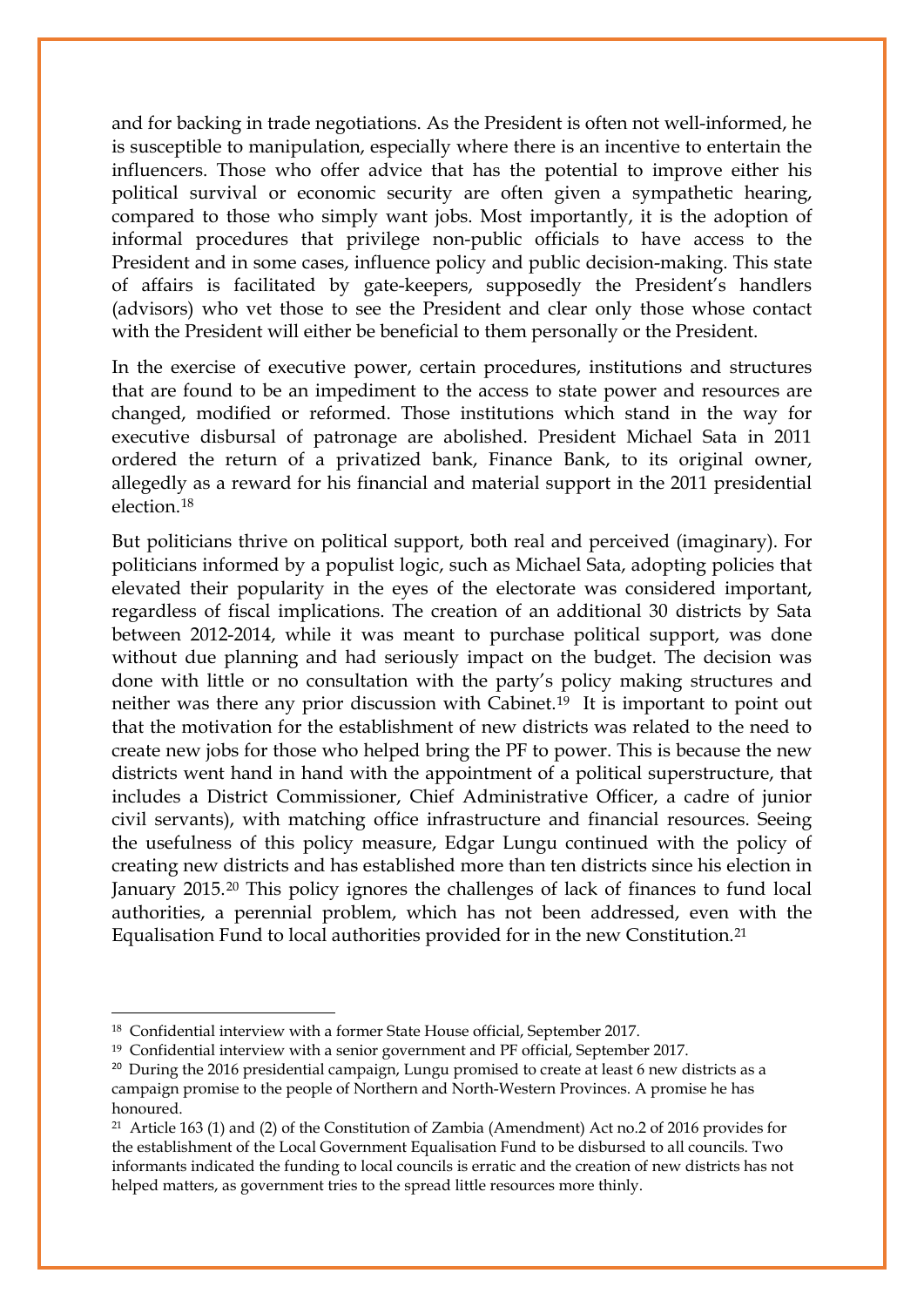and for backing in trade negotiations. As the President is often not well-informed, he is susceptible to manipulation, especially where there is an incentive to entertain the influencers. Those who offer advice that has the potential to improve either his political survival or economic security are often given a sympathetic hearing, compared to those who simply want jobs. Most importantly, it is the adoption of informal procedures that privilege non-public officials to have access to the President and in some cases, influence policy and public decision-making. This state of affairs is facilitated by gate-keepers, supposedly the President's handlers (advisors) who vet those to see the President and clear only those whose contact with the President will either be beneficial to them personally or the President.

In the exercise of executive power, certain procedures, institutions and structures that are found to be an impediment to the access to state power and resources are changed, modified or reformed. Those institutions which stand in the way for executive disbursal of patronage are abolished. President Michael Sata in 2011 ordered the return of a privatized bank, Finance Bank, to its original owner, allegedly as a reward for his financial and material support in the 2011 presidential election.[18]

But politicians thrive on political support, both real and perceived (imaginary). For politicians informed by a populist logic, such as Michael Sata, adopting policies that elevated their popularity in the eyes of the electorate was considered important, regardless of fiscal implications. The creation of an additional 30 districts by Sata between 2012-2014, while it was meant to purchase political support, was done without due planning and had seriously impact on the budget. The decision was done with little or no consultation with the party's policy making structures and neither was there any prior discussion with Cabinet.[19] It is important to point out that the motivation for the establishment of new districts was related to the need to create new jobs for those who helped bring the PF to power. This is because the new districts went hand in hand with the appointment of a political superstructure, that includes a District Commissioner, Chief Administrative Officer, a cadre of junior civil servants), with matching office infrastructure and financial resources. Seeing the usefulness of this policy measure, Edgar Lungu continued with the policy of creating new districts and has established more than ten districts since his election in January 2015.[20] This policy ignores the challenges of lack of finances to fund local authorities, a perennial problem, which has not been addressed, even with the Equalisation Fund to local authorities provided for in the new Constitution.[21]

---

[18] Confidential interview with a former State House official, September 2017.

[19] Confidential interview with a senior government and PF official, September 2017.

[20] During the 2016 presidential campaign, Lungu promised to create at least 6 new districts as a campaign promise to the people of Northern and North-Western Provinces. A promise he has honoured.

[21] Article 163 (1) and (2) of the Constitution of Zambia (Amendment) Act no.2 of 2016 provides for the establishment of the Local Government Equalisation Fund to be disbursed to all councils. Two informants indicated the funding to local councils is erratic and the creation of new districts has not helped matters, as government tries to the spread little resources more thinly.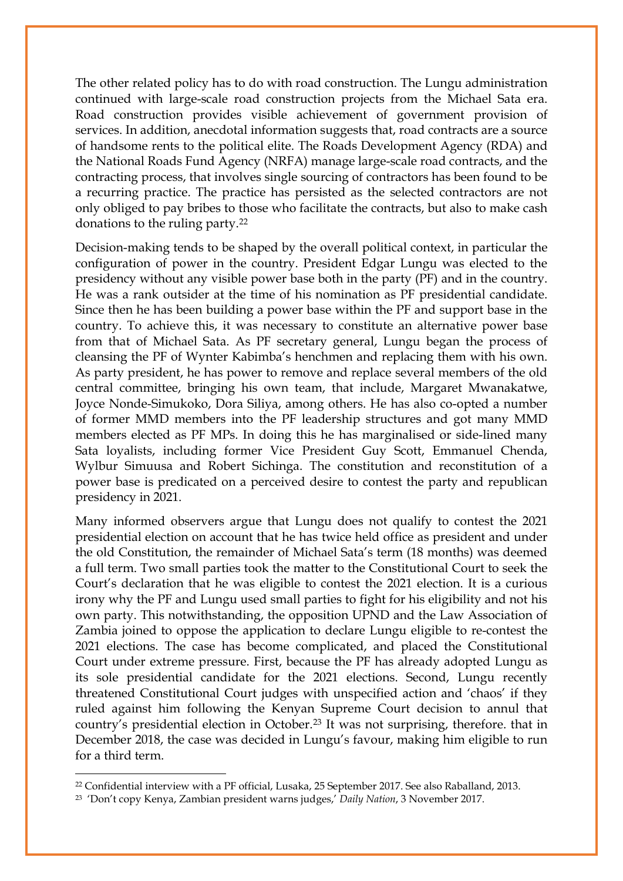The other related policy has to do with road construction. The Lungu administration continued with large-scale road construction projects from the Michael Sata era. Road construction provides visible achievement of government provision of services. In addition, anecdotal information suggests that, road contracts are a source of handsome rents to the political elite. The Roads Development Agency (RDA) and the National Roads Fund Agency (NRFA) manage large-scale road contracts, and the contracting process, that involves single sourcing of contractors has been found to be a recurring practice. The practice has persisted as the selected contractors are not only obliged to pay bribes to those who facilitate the contracts, but also to make cash donations to the ruling party.[22]

Decision-making tends to be shaped by the overall political context, in particular the configuration of power in the country. President Edgar Lungu was elected to the presidency without any visible power base both in the party (PF) and in the country. He was a rank outsider at the time of his nomination as PF presidential candidate. Since then he has been building a power base within the PF and support base in the country. To achieve this, it was necessary to constitute an alternative power base from that of Michael Sata. As PF secretary general, Lungu began the process of cleansing the PF of Wynter Kabimba's henchmen and replacing them with his own. As party president, he has power to remove and replace several members of the old central committee, bringing his own team, that include, Margaret Mwanakatwe, Joyce Nonde-Simukoko, Dora Siliya, among others. He has also co-opted a number of former MMD members into the PF leadership structures and got many MMD members elected as PF MPs. In doing this he has marginalised or side-lined many Sata loyalists, including former Vice President Guy Scott, Emmanuel Chenda, Wylbur Simuusa and Robert Sichinga. The constitution and reconstitution of a power base is predicated on a perceived desire to contest the party and republican presidency in 2021.

Many informed observers argue that Lungu does not qualify to contest the 2021 presidential election on account that he has twice held office as president and under the old Constitution, the remainder of Michael Sata's term (18 months) was deemed a full term. Two small parties took the matter to the Constitutional Court to seek the Court's declaration that he was eligible to contest the 2021 election. It is a curious irony why the PF and Lungu used small parties to fight for his eligibility and not his own party. This notwithstanding, the opposition UPND and the Law Association of Zambia joined to oppose the application to declare Lungu eligible to re-contest the 2021 elections. The case has become complicated, and placed the Constitutional Court under extreme pressure. First, because the PF has already adopted Lungu as its sole presidential candidate for the 2021 elections. Second, Lungu recently threatened Constitutional Court judges with unspecified action and 'chaos' if they ruled against him following the Kenyan Supreme Court decision to annul that country's presidential election in October.[23] It was not surprising, therefore. that in December 2018, the case was decided in Lungu's favour, making him eligible to run for a third term.

---

[22] Confidential interview with a PF official, Lusaka, 25 September 2017. See also Raballand, 2013.

[23] 'Don't copy Kenya, Zambian president warns judges,' *Daily Nation*, 3 November 2017.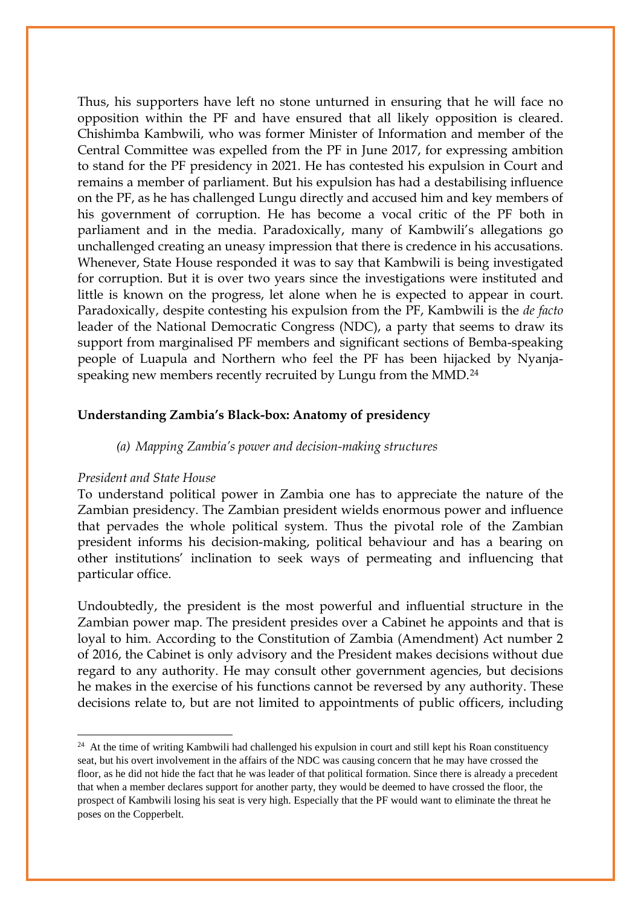Thus, his supporters have left no stone unturned in ensuring that he will face no opposition within the PF and have ensured that all likely opposition is cleared. Chishimba Kambwili, who was former Minister of Information and member of the Central Committee was expelled from the PF in June 2017, for expressing ambition to stand for the PF presidency in 2021. He has contested his expulsion in Court and remains a member of parliament. But his expulsion has had a destabilising influence on the PF, as he has challenged Lungu directly and accused him and key members of his government of corruption. He has become a vocal critic of the PF both in parliament and in the media. Paradoxically, many of Kambwili's allegations go unchallenged creating an uneasy impression that there is credence in his accusations. Whenever, State House responded it was to say that Kambwili is being investigated for corruption. But it is over two years since the investigations were instituted and little is known on the progress, let alone when he is expected to appear in court. Paradoxically, despite contesting his expulsion from the PF, Kambwili is the *de facto* leader of the National Democratic Congress (NDC), a party that seems to draw its support from marginalised PF members and significant sections of Bemba-speaking people of Luapula and Northern who feel the PF has been hijacked by Nyanja-speaking new members recently recruited by Lungu from the MMD.[24]

## Understanding Zambia's Black-box: Anatomy of presidency

### *(a) Mapping Zambia's power and decision-making structures*

*President and State House*

To understand political power in Zambia one has to appreciate the nature of the Zambian presidency. The Zambian president wields enormous power and influence that pervades the whole political system. Thus the pivotal role of the Zambian president informs his decision-making, political behaviour and has a bearing on other institutions' inclination to seek ways of permeating and influencing that particular office.

Undoubtedly, the president is the most powerful and influential structure in the Zambian power map. The president presides over a Cabinet he appoints and that is loyal to him. According to the Constitution of Zambia (Amendment) Act number 2 of 2016, the Cabinet is only advisory and the President makes decisions without due regard to any authority. He may consult other government agencies, but decisions he makes in the exercise of his functions cannot be reversed by any authority. These decisions relate to, but are not limited to appointments of public officers, including

[24] At the time of writing Kambwili had challenged his expulsion in court and still kept his Roan constituency seat, but his overt involvement in the affairs of the NDC was causing concern that he may have crossed the floor, as he did not hide the fact that he was leader of that political formation. Since there is already a precedent that when a member declares support for another party, they would be deemed to have crossed the floor, the prospect of Kambwili losing his seat is very high. Especially that the PF would want to eliminate the threat he poses on the Copperbelt.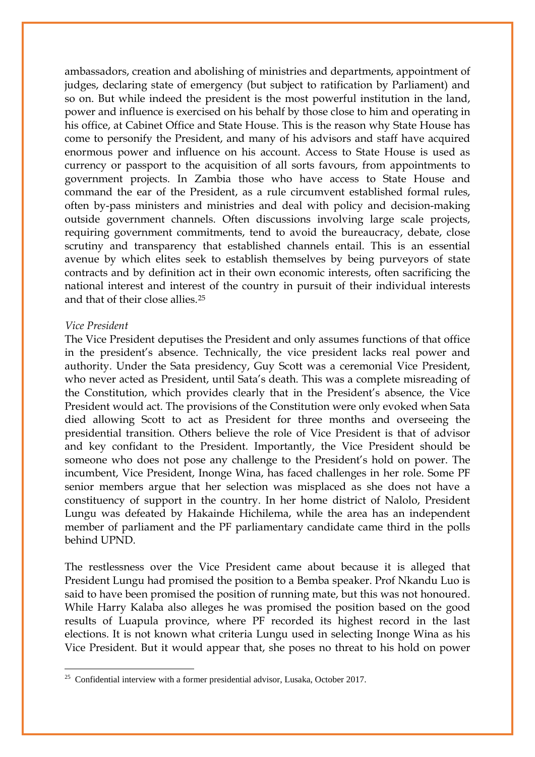ambassadors, creation and abolishing of ministries and departments, appointment of judges, declaring state of emergency (but subject to ratification by Parliament) and so on. But while indeed the president is the most powerful institution in the land, power and influence is exercised on his behalf by those close to him and operating in his office, at Cabinet Office and State House. This is the reason why State House has come to personify the President, and many of his advisors and staff have acquired enormous power and influence on his account. Access to State House is used as currency or passport to the acquisition of all sorts favours, from appointments to government projects. In Zambia those who have access to State House and command the ear of the President, as a rule circumvent established formal rules, often by-pass ministers and ministries and deal with policy and decision-making outside government channels. Often discussions involving large scale projects, requiring government commitments, tend to avoid the bureaucracy, debate, close scrutiny and transparency that established channels entail. This is an essential avenue by which elites seek to establish themselves by being purveyors of state contracts and by definition act in their own economic interests, often sacrificing the national interest and interest of the country in pursuit of their individual interests and that of their close allies.[25]

*Vice President*

The Vice President deputises the President and only assumes functions of that office in the president's absence. Technically, the vice president lacks real power and authority. Under the Sata presidency, Guy Scott was a ceremonial Vice President, who never acted as President, until Sata's death. This was a complete misreading of the Constitution, which provides clearly that in the President's absence, the Vice President would act. The provisions of the Constitution were only evoked when Sata died allowing Scott to act as President for three months and overseeing the presidential transition. Others believe the role of Vice President is that of advisor and key confidant to the President. Importantly, the Vice President should be someone who does not pose any challenge to the President's hold on power. The incumbent, Vice President, Inonge Wina, has faced challenges in her role. Some PF senior members argue that her selection was misplaced as she does not have a constituency of support in the country. In her home district of Nalolo, President Lungu was defeated by Hakainde Hichilema, while the area has an independent member of parliament and the PF parliamentary candidate came third in the polls behind UPND.

The restlessness over the Vice President came about because it is alleged that President Lungu had promised the position to a Bemba speaker. Prof Nkandu Luo is said to have been promised the position of running mate, but this was not honoured. While Harry Kalaba also alleges he was promised the position based on the good results of Luapula province, where PF recorded its highest record in the last elections. It is not known what criteria Lungu used in selecting Inonge Wina as his Vice President. But it would appear that, she poses no threat to his hold on power

---

[25] Confidential interview with a former presidential advisor, Lusaka, October 2017.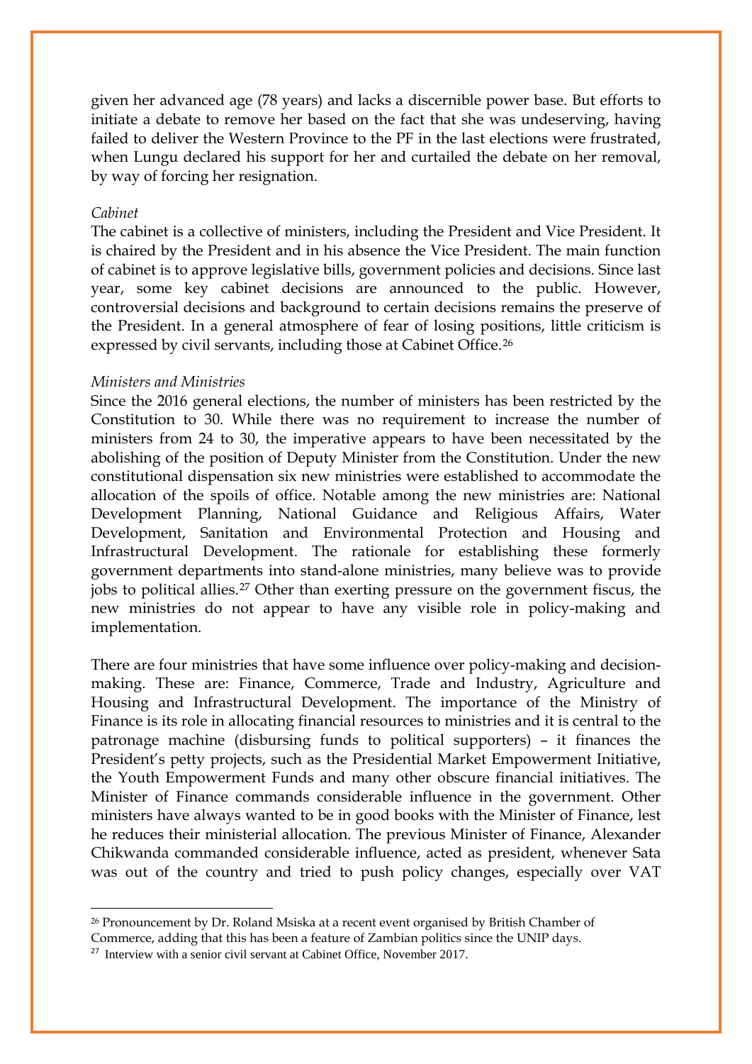given her advanced age (78 years) and lacks a discernible power base. But efforts to initiate a debate to remove her based on the fact that she was undeserving, having failed to deliver the Western Province to the PF in the last elections were frustrated, when Lungu declared his support for her and curtailed the debate on her removal, by way of forcing her resignation.

*Cabinet*

The cabinet is a collective of ministers, including the President and Vice President. It is chaired by the President and in his absence the Vice President. The main function of cabinet is to approve legislative bills, government policies and decisions. Since last year, some key cabinet decisions are announced to the public. However, controversial decisions and background to certain decisions remains the preserve of the President. In a general atmosphere of fear of losing positions, little criticism is expressed by civil servants, including those at Cabinet Office.[26]

*Ministers and Ministries*

Since the 2016 general elections, the number of ministers has been restricted by the Constitution to 30. While there was no requirement to increase the number of ministers from 24 to 30, the imperative appears to have been necessitated by the abolishing of the position of Deputy Minister from the Constitution. Under the new constitutional dispensation six new ministries were established to accommodate the allocation of the spoils of office. Notable among the new ministries are: National Development Planning, National Guidance and Religious Affairs, Water Development, Sanitation and Environmental Protection and Housing and Infrastructural Development. The rationale for establishing these formerly government departments into stand-alone ministries, many believe was to provide jobs to political allies.[27] Other than exerting pressure on the government fiscus, the new ministries do not appear to have any visible role in policy-making and implementation.

There are four ministries that have some influence over policy-making and decision-making. These are: Finance, Commerce, Trade and Industry, Agriculture and Housing and Infrastructural Development. The importance of the Ministry of Finance is its role in allocating financial resources to ministries and it is central to the patronage machine (disbursing funds to political supporters) – it finances the President's petty projects, such as the Presidential Market Empowerment Initiative, the Youth Empowerment Funds and many other obscure financial initiatives. The Minister of Finance commands considerable influence in the government. Other ministers have always wanted to be in good books with the Minister of Finance, lest he reduces their ministerial allocation. The previous Minister of Finance, Alexander Chikwanda commanded considerable influence, acted as president, whenever Sata was out of the country and tried to push policy changes, especially over VAT

---

[26] Pronouncement by Dr. Roland Msiska at a recent event organised by British Chamber of Commerce, adding that this has been a feature of Zambian politics since the UNIP days.

[27] Interview with a senior civil servant at Cabinet Office, November 2017.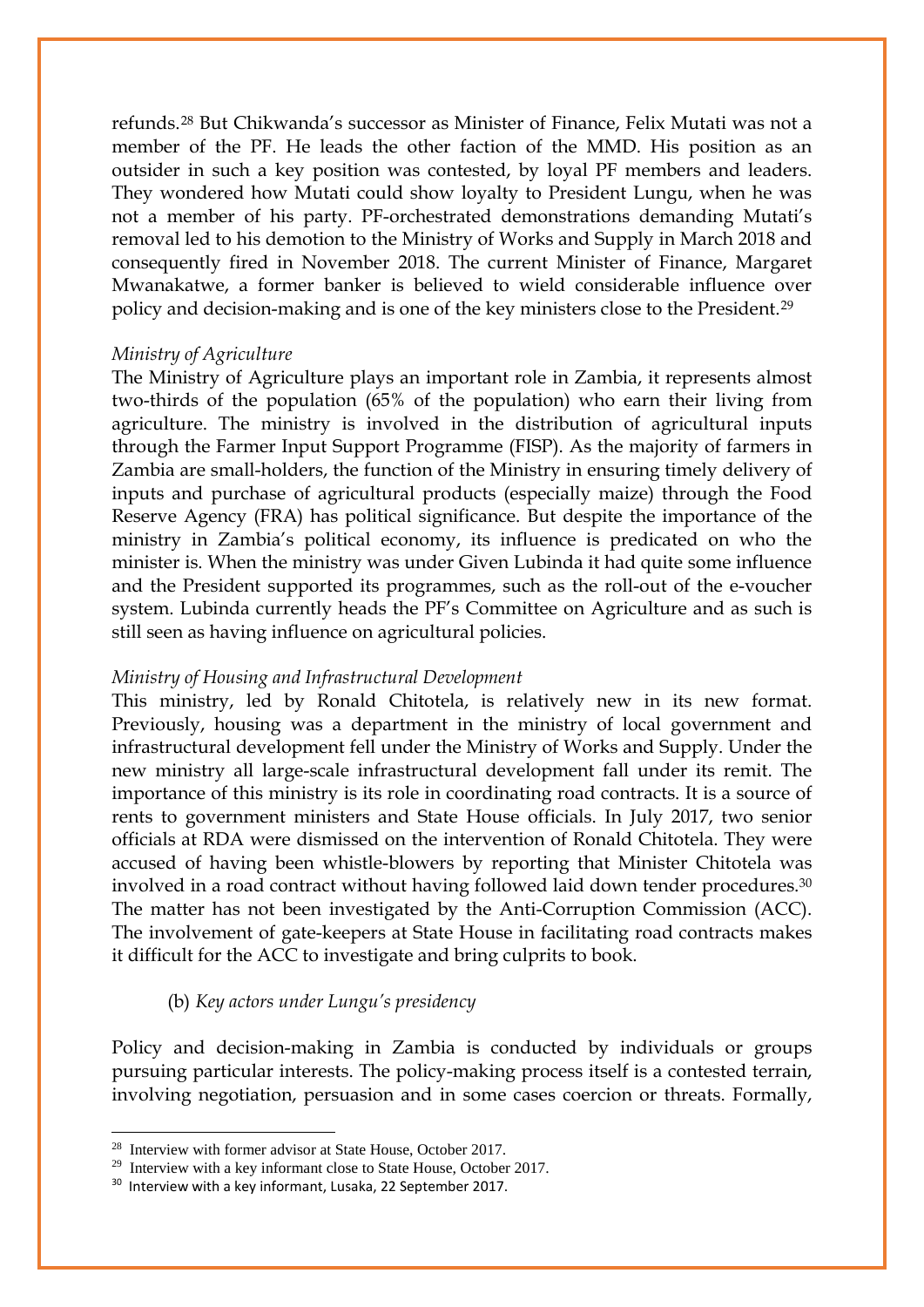refunds.[28] But Chikwanda's successor as Minister of Finance, Felix Mutati was not a member of the PF. He leads the other faction of the MMD. His position as an outsider in such a key position was contested, by loyal PF members and leaders. They wondered how Mutati could show loyalty to President Lungu, when he was not a member of his party. PF-orchestrated demonstrations demanding Mutati's removal led to his demotion to the Ministry of Works and Supply in March 2018 and consequently fired in November 2018. The current Minister of Finance, Margaret Mwanakatwe, a former banker is believed to wield considerable influence over policy and decision-making and is one of the key ministers close to the President.[29]

*Ministry of Agriculture*

The Ministry of Agriculture plays an important role in Zambia, it represents almost two-thirds of the population (65% of the population) who earn their living from agriculture. The ministry is involved in the distribution of agricultural inputs through the Farmer Input Support Programme (FISP). As the majority of farmers in Zambia are small-holders, the function of the Ministry in ensuring timely delivery of inputs and purchase of agricultural products (especially maize) through the Food Reserve Agency (FRA) has political significance. But despite the importance of the ministry in Zambia's political economy, its influence is predicated on who the minister is. When the ministry was under Given Lubinda it had quite some influence and the President supported its programmes, such as the roll-out of the e-voucher system. Lubinda currently heads the PF's Committee on Agriculture and as such is still seen as having influence on agricultural policies.

*Ministry of Housing and Infrastructural Development*

This ministry, led by Ronald Chitotela, is relatively new in its new format. Previously, housing was a department in the ministry of local government and infrastructural development fell under the Ministry of Works and Supply. Under the new ministry all large-scale infrastructural development fall under its remit. The importance of this ministry is its role in coordinating road contracts. It is a source of rents to government ministers and State House officials. In July 2017, two senior officials at RDA were dismissed on the intervention of Ronald Chitotela. They were accused of having been whistle-blowers by reporting that Minister Chitotela was involved in a road contract without having followed laid down tender procedures.[30] The matter has not been investigated by the Anti-Corruption Commission (ACC). The involvement of gate-keepers at State House in facilitating road contracts makes it difficult for the ACC to investigate and bring culprits to book.

(b) *Key actors under Lungu's presidency*

Policy and decision-making in Zambia is conducted by individuals or groups pursuing particular interests. The policy-making process itself is a contested terrain, involving negotiation, persuasion and in some cases coercion or threats. Formally,

---

[28] Interview with former advisor at State House, October 2017.

[29] Interview with a key informant close to State House, October 2017.

[30] Interview with a key informant, Lusaka, 22 September 2017.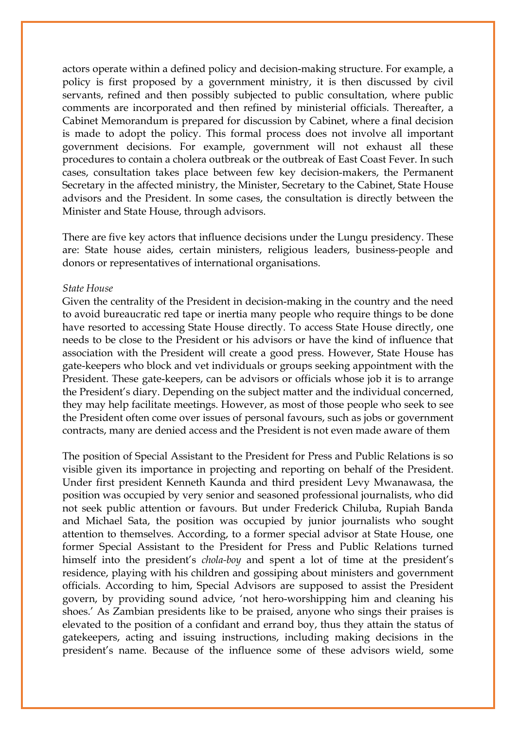actors operate within a defined policy and decision-making structure. For example, a policy is first proposed by a government ministry, it is then discussed by civil servants, refined and then possibly subjected to public consultation, where public comments are incorporated and then refined by ministerial officials. Thereafter, a Cabinet Memorandum is prepared for discussion by Cabinet, where a final decision is made to adopt the policy. This formal process does not involve all important government decisions. For example, government will not exhaust all these procedures to contain a cholera outbreak or the outbreak of East Coast Fever. In such cases, consultation takes place between few key decision-makers, the Permanent Secretary in the affected ministry, the Minister, Secretary to the Cabinet, State House advisors and the President. In some cases, the consultation is directly between the Minister and State House, through advisors.

There are five key actors that influence decisions under the Lungu presidency. These are: State house aides, certain ministers, religious leaders, business-people and donors or representatives of international organisations.

*State House*

Given the centrality of the President in decision-making in the country and the need to avoid bureaucratic red tape or inertia many people who require things to be done have resorted to accessing State House directly. To access State House directly, one needs to be close to the President or his advisors or have the kind of influence that association with the President will create a good press. However, State House has gate-keepers who block and vet individuals or groups seeking appointment with the President. These gate-keepers, can be advisors or officials whose job it is to arrange the President's diary. Depending on the subject matter and the individual concerned, they may help facilitate meetings. However, as most of those people who seek to see the President often come over issues of personal favours, such as jobs or government contracts, many are denied access and the President is not even made aware of them

The position of Special Assistant to the President for Press and Public Relations is so visible given its importance in projecting and reporting on behalf of the President. Under first president Kenneth Kaunda and third president Levy Mwanawasa, the position was occupied by very senior and seasoned professional journalists, who did not seek public attention or favours. But under Frederick Chiluba, Rupiah Banda and Michael Sata, the position was occupied by junior journalists who sought attention to themselves. According, to a former special advisor at State House, one former Special Assistant to the President for Press and Public Relations turned himself into the president's *chola-boy* and spent a lot of time at the president's residence, playing with his children and gossiping about ministers and government officials. According to him, Special Advisors are supposed to assist the President govern, by providing sound advice, 'not hero-worshipping him and cleaning his shoes.' As Zambian presidents like to be praised, anyone who sings their praises is elevated to the position of a confidant and errand boy, thus they attain the status of gatekeepers, acting and issuing instructions, including making decisions in the president's name. Because of the influence some of these advisors wield, some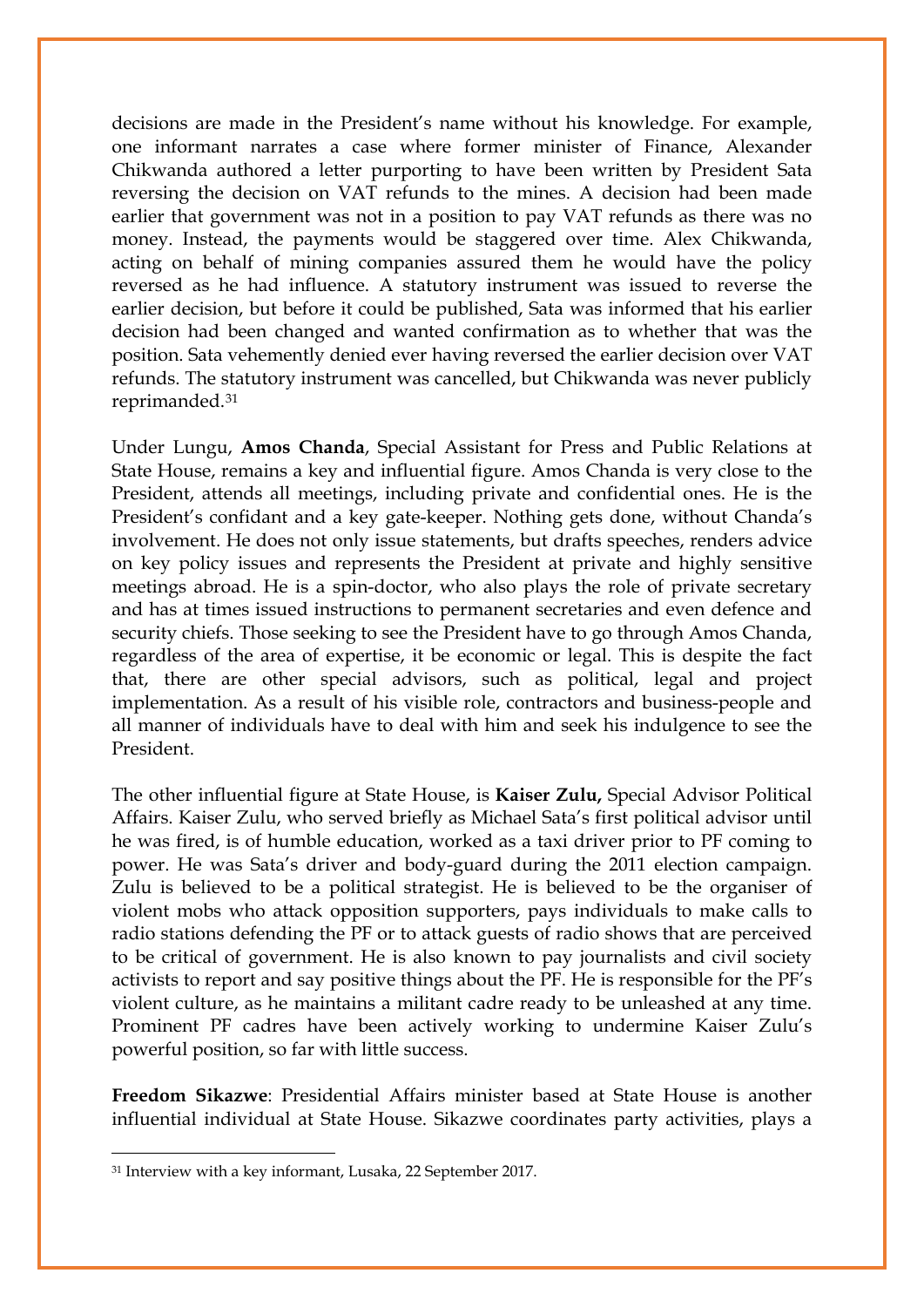decisions are made in the President's name without his knowledge. For example, one informant narrates a case where former minister of Finance, Alexander Chikwanda authored a letter purporting to have been written by President Sata reversing the decision on VAT refunds to the mines. A decision had been made earlier that government was not in a position to pay VAT refunds as there was no money. Instead, the payments would be staggered over time. Alex Chikwanda, acting on behalf of mining companies assured them he would have the policy reversed as he had influence. A statutory instrument was issued to reverse the earlier decision, but before it could be published, Sata was informed that his earlier decision had been changed and wanted confirmation as to whether that was the position. Sata vehemently denied ever having reversed the earlier decision over VAT refunds. The statutory instrument was cancelled, but Chikwanda was never publicly reprimanded.[31]

Under Lungu, **Amos Chanda**, Special Assistant for Press and Public Relations at State House, remains a key and influential figure. Amos Chanda is very close to the President, attends all meetings, including private and confidential ones. He is the President's confidant and a key gate-keeper. Nothing gets done, without Chanda's involvement. He does not only issue statements, but drafts speeches, renders advice on key policy issues and represents the President at private and highly sensitive meetings abroad. He is a spin-doctor, who also plays the role of private secretary and has at times issued instructions to permanent secretaries and even defence and security chiefs. Those seeking to see the President have to go through Amos Chanda, regardless of the area of expertise, it be economic or legal. This is despite the fact that, there are other special advisors, such as political, legal and project implementation. As a result of his visible role, contractors and business-people and all manner of individuals have to deal with him and seek his indulgence to see the President.

The other influential figure at State House, is **Kaiser Zulu,** Special Advisor Political Affairs. Kaiser Zulu, who served briefly as Michael Sata's first political advisor until he was fired, is of humble education, worked as a taxi driver prior to PF coming to power. He was Sata's driver and body-guard during the 2011 election campaign. Zulu is believed to be a political strategist. He is believed to be the organiser of violent mobs who attack opposition supporters, pays individuals to make calls to radio stations defending the PF or to attack guests of radio shows that are perceived to be critical of government. He is also known to pay journalists and civil society activists to report and say positive things about the PF. He is responsible for the PF's violent culture, as he maintains a militant cadre ready to be unleashed at any time. Prominent PF cadres have been actively working to undermine Kaiser Zulu's powerful position, so far with little success.

**Freedom Sikazwe**: Presidential Affairs minister based at State House is another influential individual at State House. Sikazwe coordinates party activities, plays a

---

[31] Interview with a key informant, Lusaka, 22 September 2017.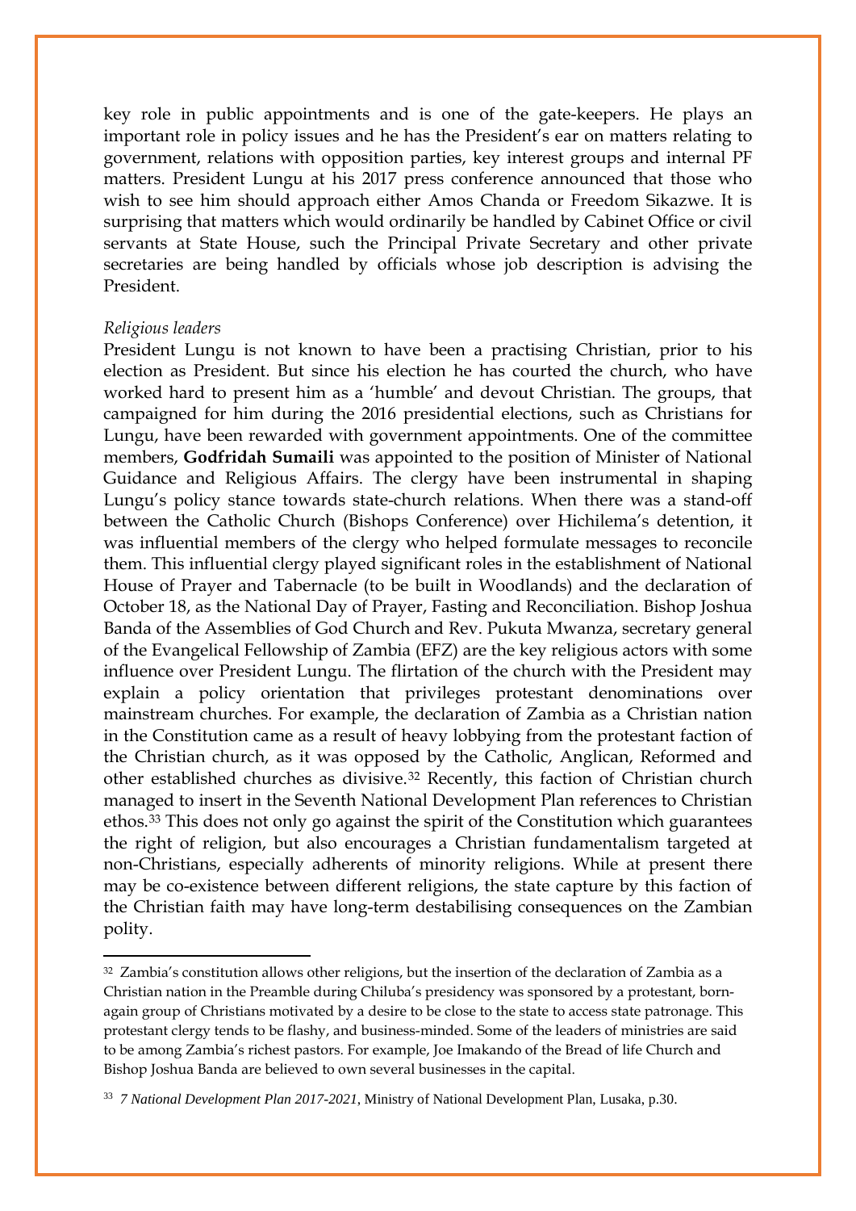key role in public appointments and is one of the gate-keepers. He plays an important role in policy issues and he has the President's ear on matters relating to government, relations with opposition parties, key interest groups and internal PF matters. President Lungu at his 2017 press conference announced that those who wish to see him should approach either Amos Chanda or Freedom Sikazwe. It is surprising that matters which would ordinarily be handled by Cabinet Office or civil servants at State House, such the Principal Private Secretary and other private secretaries are being handled by officials whose job description is advising the President.

*Religious leaders*

President Lungu is not known to have been a practising Christian, prior to his election as President. But since his election he has courted the church, who have worked hard to present him as a 'humble' and devout Christian. The groups, that campaigned for him during the 2016 presidential elections, such as Christians for Lungu, have been rewarded with government appointments. One of the committee members, **Godfridah Sumaili** was appointed to the position of Minister of National Guidance and Religious Affairs. The clergy have been instrumental in shaping Lungu's policy stance towards state-church relations. When there was a stand-off between the Catholic Church (Bishops Conference) over Hichilema's detention, it was influential members of the clergy who helped formulate messages to reconcile them. This influential clergy played significant roles in the establishment of National House of Prayer and Tabernacle (to be built in Woodlands) and the declaration of October 18, as the National Day of Prayer, Fasting and Reconciliation. Bishop Joshua Banda of the Assemblies of God Church and Rev. Pukuta Mwanza, secretary general of the Evangelical Fellowship of Zambia (EFZ) are the key religious actors with some influence over President Lungu. The flirtation of the church with the President may explain a policy orientation that privileges protestant denominations over mainstream churches. For example, the declaration of Zambia as a Christian nation in the Constitution came as a result of heavy lobbying from the protestant faction of the Christian church, as it was opposed by the Catholic, Anglican, Reformed and other established churches as divisive.[32] Recently, this faction of Christian church managed to insert in the Seventh National Development Plan references to Christian ethos.[33] This does not only go against the spirit of the Constitution which guarantees the right of religion, but also encourages a Christian fundamentalism targeted at non-Christians, especially adherents of minority religions. While at present there may be co-existence between different religions, the state capture by this faction of the Christian faith may have long-term destabilising consequences on the Zambian polity.

---

[32] Zambia's constitution allows other religions, but the insertion of the declaration of Zambia as a Christian nation in the Preamble during Chiluba's presidency was sponsored by a protestant, born-again group of Christians motivated by a desire to be close to the state to access state patronage. This protestant clergy tends to be flashy, and business-minded. Some of the leaders of ministries are said to be among Zambia's richest pastors. For example, Joe Imakando of the Bread of life Church and Bishop Joshua Banda are believed to own several businesses in the capital.

[33] *7 National Development Plan 2017-2021*, Ministry of National Development Plan, Lusaka, p.30.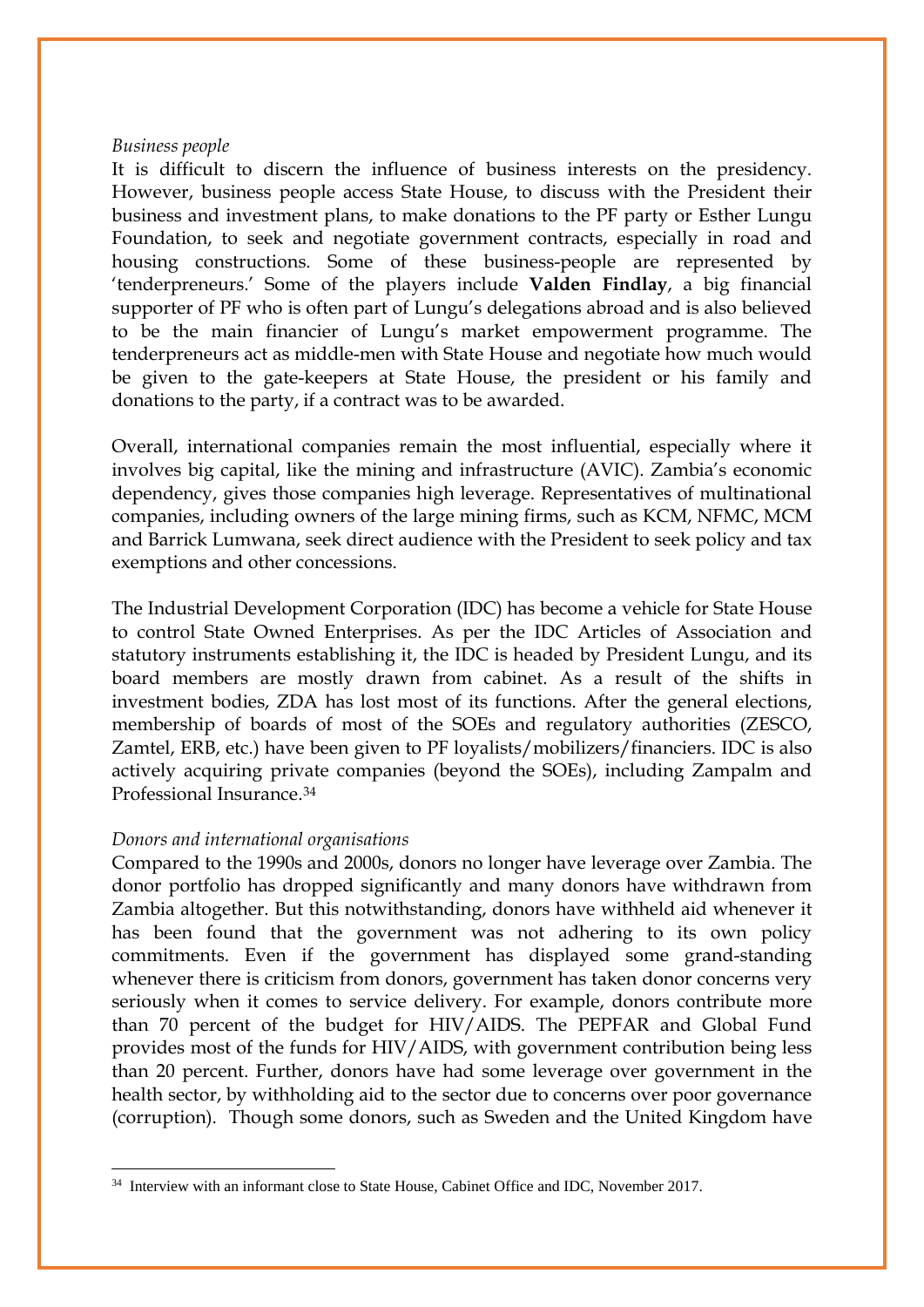*Business people*

It is difficult to discern the influence of business interests on the presidency. However, business people access State House, to discuss with the President their business and investment plans, to make donations to the PF party or Esther Lungu Foundation, to seek and negotiate government contracts, especially in road and housing constructions. Some of these business-people are represented by 'tenderpreneurs.' Some of the players include **Valden Findlay**, a big financial supporter of PF who is often part of Lungu's delegations abroad and is also believed to be the main financier of Lungu's market empowerment programme. The tenderpreneurs act as middle-men with State House and negotiate how much would be given to the gate-keepers at State House, the president or his family and donations to the party, if a contract was to be awarded.

Overall, international companies remain the most influential, especially where it involves big capital, like the mining and infrastructure (AVIC). Zambia's economic dependency, gives those companies high leverage. Representatives of multinational companies, including owners of the large mining firms, such as KCM, NFMC, MCM and Barrick Lumwana, seek direct audience with the President to seek policy and tax exemptions and other concessions.

The Industrial Development Corporation (IDC) has become a vehicle for State House to control State Owned Enterprises. As per the IDC Articles of Association and statutory instruments establishing it, the IDC is headed by President Lungu, and its board members are mostly drawn from cabinet. As a result of the shifts in investment bodies, ZDA has lost most of its functions. After the general elections, membership of boards of most of the SOEs and regulatory authorities (ZESCO, Zamtel, ERB, etc.) have been given to PF loyalists/mobilizers/financiers. IDC is also actively acquiring private companies (beyond the SOEs), including Zampalm and Professional Insurance.[34]

*Donors and international organisations*

Compared to the 1990s and 2000s, donors no longer have leverage over Zambia. The donor portfolio has dropped significantly and many donors have withdrawn from Zambia altogether. But this notwithstanding, donors have withheld aid whenever it has been found that the government was not adhering to its own policy commitments. Even if the government has displayed some grand-standing whenever there is criticism from donors, government has taken donor concerns very seriously when it comes to service delivery. For example, donors contribute more than 70 percent of the budget for HIV/AIDS. The PEPFAR and Global Fund provides most of the funds for HIV/AIDS, with government contribution being less than 20 percent. Further, donors have had some leverage over government in the health sector, by withholding aid to the sector due to concerns over poor governance (corruption). Though some donors, such as Sweden and the United Kingdom have

---

[34] Interview with an informant close to State House, Cabinet Office and IDC, November 2017.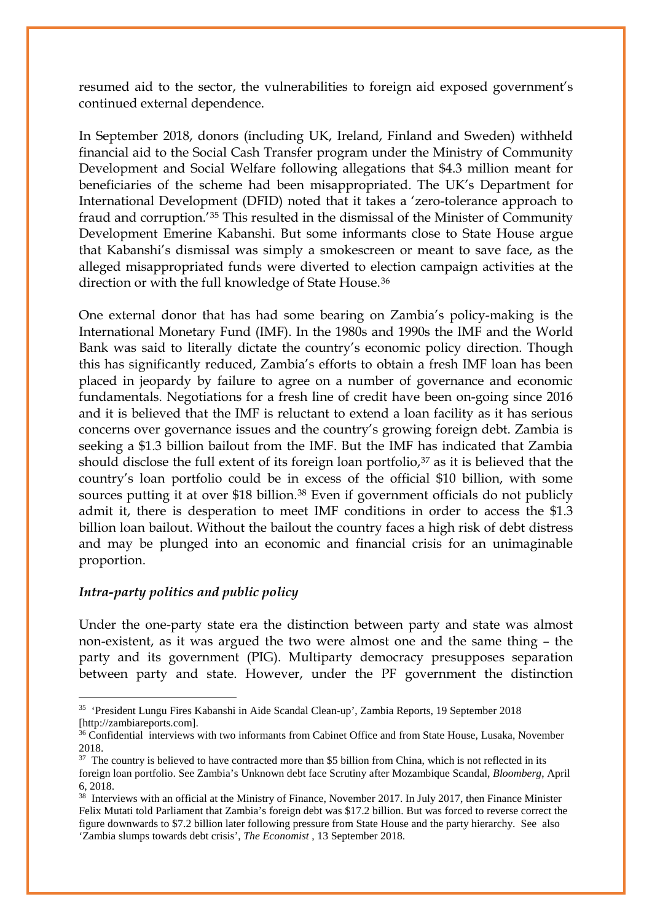resumed aid to the sector, the vulnerabilities to foreign aid exposed government's continued external dependence.

In September 2018, donors (including UK, Ireland, Finland and Sweden) withheld financial aid to the Social Cash Transfer program under the Ministry of Community Development and Social Welfare following allegations that $4.3 million meant for beneficiaries of the scheme had been misappropriated. The UK's Department for International Development (DFID) noted that it takes a 'zero-tolerance approach to fraud and corruption.'[35] This resulted in the dismissal of the Minister of Community Development Emerine Kabanshi. But some informants close to State House argue that Kabanshi's dismissal was simply a smokescreen or meant to save face, as the alleged misappropriated funds were diverted to election campaign activities at the direction or with the full knowledge of State House.[36]

One external donor that has had some bearing on Zambia's policy-making is the International Monetary Fund (IMF). In the 1980s and 1990s the IMF and the World Bank was said to literally dictate the country's economic policy direction. Though this has significantly reduced, Zambia's efforts to obtain a fresh IMF loan has been placed in jeopardy by failure to agree on a number of governance and economic fundamentals. Negotiations for a fresh line of credit have been on-going since 2016 and it is believed that the IMF is reluctant to extend a loan facility as it has serious concerns over governance issues and the country's growing foreign debt. Zambia is seeking a $1.3 billion bailout from the IMF. But the IMF has indicated that Zambia should disclose the full extent of its foreign loan portfolio,[37] as it is believed that the country's loan portfolio could be in excess of the official $10 billion, with some sources putting it at over $18 billion.[38] Even if government officials do not publicly admit it, there is desperation to meet IMF conditions in order to access the $1.3 billion loan bailout. Without the bailout the country faces a high risk of debt distress and may be plunged into an economic and financial crisis for an unimaginable proportion.

### *Intra-party politics and public policy*

Under the one-party state era the distinction between party and state was almost non-existent, as it was argued the two were almost one and the same thing – the party and its government (PIG). Multiparty democracy presupposes separation between party and state. However, under the PF government the distinction

---

[35] 'President Lungu Fires Kabanshi in Aide Scandal Clean-up', Zambia Reports, 19 September 2018 [http://zambiareports.com].

[36] Confidential interviews with two informants from Cabinet Office and from State House, Lusaka, November 2018.

[37] The country is believed to have contracted more than $5 billion from China, which is not reflected in its foreign loan portfolio. See Zambia's Unknown debt face Scrutiny after Mozambique Scandal, *Bloomberg*, April 6, 2018.

[38] Interviews with an official at the Ministry of Finance, November 2017. In July 2017, then Finance Minister Felix Mutati told Parliament that Zambia's foreign debt was $17.2 billion. But was forced to reverse correct the figure downwards to $7.2 billion later following pressure from State House and the party hierarchy. See also 'Zambia slumps towards debt crisis', *The Economist* , 13 September 2018.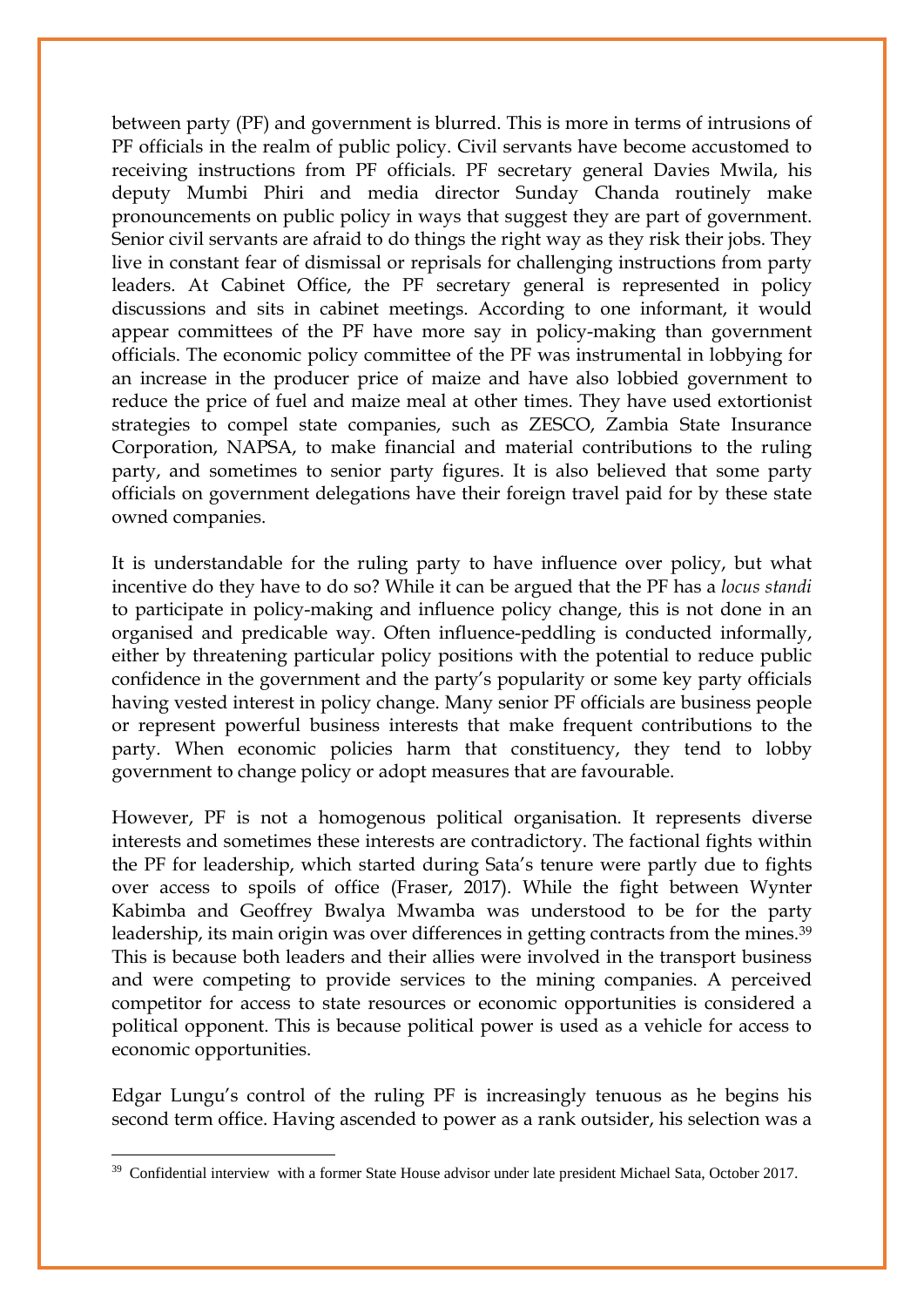between party (PF) and government is blurred. This is more in terms of intrusions of PF officials in the realm of public policy. Civil servants have become accustomed to receiving instructions from PF officials. PF secretary general Davies Mwila, his deputy Mumbi Phiri and media director Sunday Chanda routinely make pronouncements on public policy in ways that suggest they are part of government. Senior civil servants are afraid to do things the right way as they risk their jobs. They live in constant fear of dismissal or reprisals for challenging instructions from party leaders. At Cabinet Office, the PF secretary general is represented in policy discussions and sits in cabinet meetings. According to one informant, it would appear committees of the PF have more say in policy-making than government officials. The economic policy committee of the PF was instrumental in lobbying for an increase in the producer price of maize and have also lobbied government to reduce the price of fuel and maize meal at other times. They have used extortionist strategies to compel state companies, such as ZESCO, Zambia State Insurance Corporation, NAPSA, to make financial and material contributions to the ruling party, and sometimes to senior party figures. It is also believed that some party officials on government delegations have their foreign travel paid for by these state owned companies.

It is understandable for the ruling party to have influence over policy, but what incentive do they have to do so? While it can be argued that the PF has a *locus standi* to participate in policy-making and influence policy change, this is not done in an organised and predicable way. Often influence-peddling is conducted informally, either by threatening particular policy positions with the potential to reduce public confidence in the government and the party's popularity or some key party officials having vested interest in policy change. Many senior PF officials are business people or represent powerful business interests that make frequent contributions to the party. When economic policies harm that constituency, they tend to lobby government to change policy or adopt measures that are favourable.

However, PF is not a homogenous political organisation. It represents diverse interests and sometimes these interests are contradictory. The factional fights within the PF for leadership, which started during Sata's tenure were partly due to fights over access to spoils of office (Fraser, 2017). While the fight between Wynter Kabimba and Geoffrey Bwalya Mwamba was understood to be for the party leadership, its main origin was over differences in getting contracts from the mines.[39] This is because both leaders and their allies were involved in the transport business and were competing to provide services to the mining companies. A perceived competitor for access to state resources or economic opportunities is considered a political opponent. This is because political power is used as a vehicle for access to economic opportunities.

Edgar Lungu's control of the ruling PF is increasingly tenuous as he begins his second term office. Having ascended to power as a rank outsider, his selection was a

---

[39] Confidential interview with a former State House advisor under late president Michael Sata, October 2017.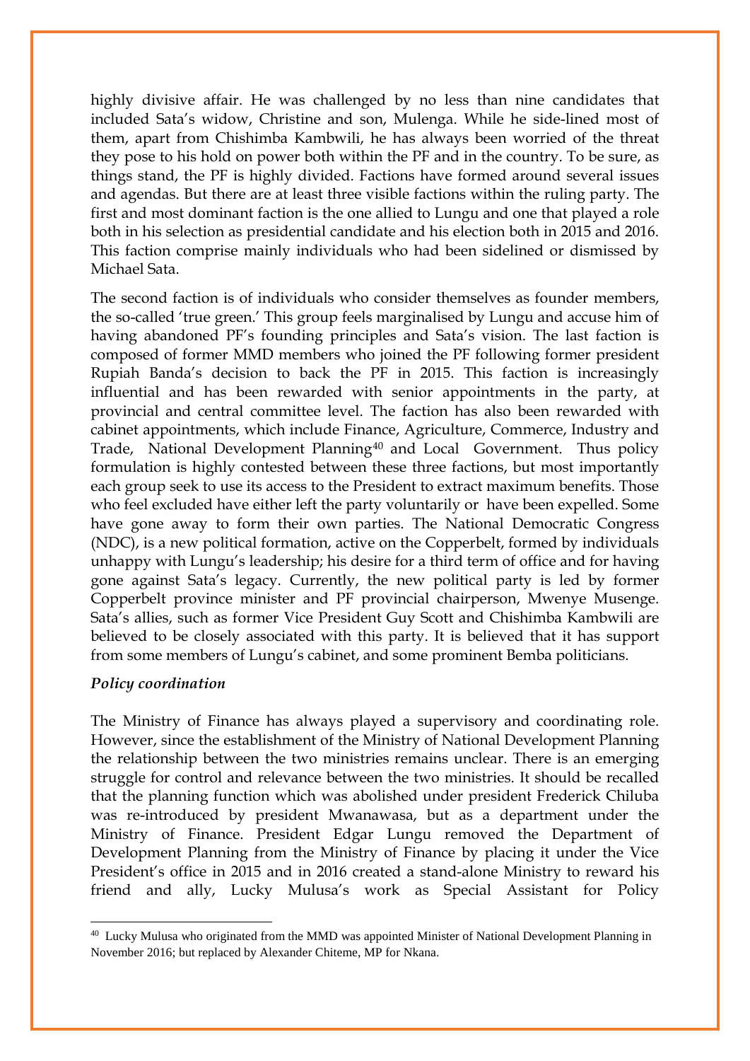highly divisive affair. He was challenged by no less than nine candidates that included Sata's widow, Christine and son, Mulenga. While he side-lined most of them, apart from Chishimba Kambwili, he has always been worried of the threat they pose to his hold on power both within the PF and in the country. To be sure, as things stand, the PF is highly divided. Factions have formed around several issues and agendas. But there are at least three visible factions within the ruling party. The first and most dominant faction is the one allied to Lungu and one that played a role both in his selection as presidential candidate and his election both in 2015 and 2016. This faction comprise mainly individuals who had been sidelined or dismissed by Michael Sata.

The second faction is of individuals who consider themselves as founder members, the so-called 'true green.' This group feels marginalised by Lungu and accuse him of having abandoned PF's founding principles and Sata's vision. The last faction is composed of former MMD members who joined the PF following former president Rupiah Banda's decision to back the PF in 2015. This faction is increasingly influential and has been rewarded with senior appointments in the party, at provincial and central committee level. The faction has also been rewarded with cabinet appointments, which include Finance, Agriculture, Commerce, Industry and Trade, National Development Planning[40] and Local Government. Thus policy formulation is highly contested between these three factions, but most importantly each group seek to use its access to the President to extract maximum benefits. Those who feel excluded have either left the party voluntarily or have been expelled. Some have gone away to form their own parties. The National Democratic Congress (NDC), is a new political formation, active on the Copperbelt, formed by individuals unhappy with Lungu's leadership; his desire for a third term of office and for having gone against Sata's legacy. Currently, the new political party is led by former Copperbelt province minister and PF provincial chairperson, Mwenye Musenge. Sata's allies, such as former Vice President Guy Scott and Chishimba Kambwili are believed to be closely associated with this party. It is believed that it has support from some members of Lungu's cabinet, and some prominent Bemba politicians.

***Policy coordination***

The Ministry of Finance has always played a supervisory and coordinating role. However, since the establishment of the Ministry of National Development Planning the relationship between the two ministries remains unclear. There is an emerging struggle for control and relevance between the two ministries. It should be recalled that the planning function which was abolished under president Frederick Chiluba was re-introduced by president Mwanawasa, but as a department under the Ministry of Finance. President Edgar Lungu removed the Department of Development Planning from the Ministry of Finance by placing it under the Vice President's office in 2015 and in 2016 created a stand-alone Ministry to reward his friend and ally, Lucky Mulusa's work as Special Assistant for Policy

[40] Lucky Mulusa who originated from the MMD was appointed Minister of National Development Planning in November 2016; but replaced by Alexander Chiteme, MP for Nkana.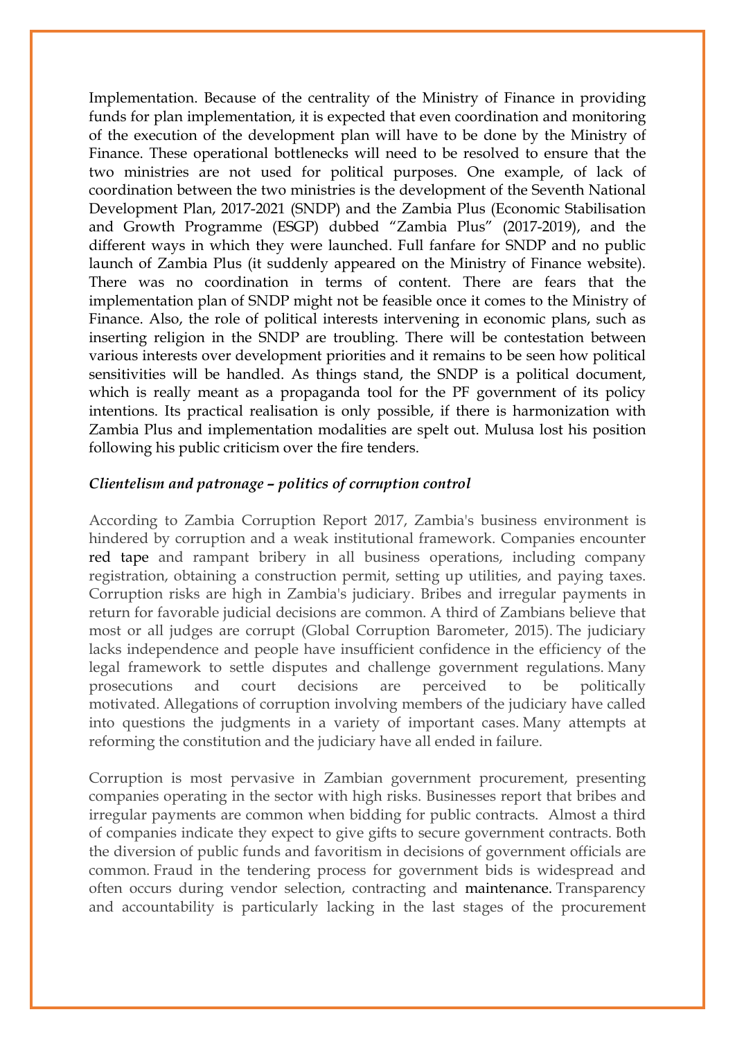Implementation. Because of the centrality of the Ministry of Finance in providing funds for plan implementation, it is expected that even coordination and monitoring of the execution of the development plan will have to be done by the Ministry of Finance. These operational bottlenecks will need to be resolved to ensure that the two ministries are not used for political purposes. One example, of lack of coordination between the two ministries is the development of the Seventh National Development Plan, 2017-2021 (SNDP) and the Zambia Plus (Economic Stabilisation and Growth Programme (ESGP) dubbed "Zambia Plus" (2017-2019), and the different ways in which they were launched. Full fanfare for SNDP and no public launch of Zambia Plus (it suddenly appeared on the Ministry of Finance website). There was no coordination in terms of content. There are fears that the implementation plan of SNDP might not be feasible once it comes to the Ministry of Finance. Also, the role of political interests intervening in economic plans, such as inserting religion in the SNDP are troubling. There will be contestation between various interests over development priorities and it remains to be seen how political sensitivities will be handled. As things stand, the SNDP is a political document, which is really meant as a propaganda tool for the PF government of its policy intentions. Its practical realisation is only possible, if there is harmonization with Zambia Plus and implementation modalities are spelt out. Mulusa lost his position following his public criticism over the fire tenders.

### *Clientelism and patronage – politics of corruption control*

According to Zambia Corruption Report 2017, Zambia's business environment is hindered by corruption and a weak institutional framework. Companies encounter red tape and rampant bribery in all business operations, including company registration, obtaining a construction permit, setting up utilities, and paying taxes. Corruption risks are high in Zambia's judiciary. Bribes and irregular payments in return for favorable judicial decisions are common. A third of Zambians believe that most or all judges are corrupt (Global Corruption Barometer, 2015). The judiciary lacks independence and people have insufficient confidence in the efficiency of the legal framework to settle disputes and challenge government regulations. Many prosecutions and court decisions are perceived to be politically motivated. Allegations of corruption involving members of the judiciary have called into questions the judgments in a variety of important cases. Many attempts at reforming the constitution and the judiciary have all ended in failure.

Corruption is most pervasive in Zambian government procurement, presenting companies operating in the sector with high risks. Businesses report that bribes and irregular payments are common when bidding for public contracts. Almost a third of companies indicate they expect to give gifts to secure government contracts. Both the diversion of public funds and favoritism in decisions of government officials are common. Fraud in the tendering process for government bids is widespread and often occurs during vendor selection, contracting and maintenance. Transparency and accountability is particularly lacking in the last stages of the procurement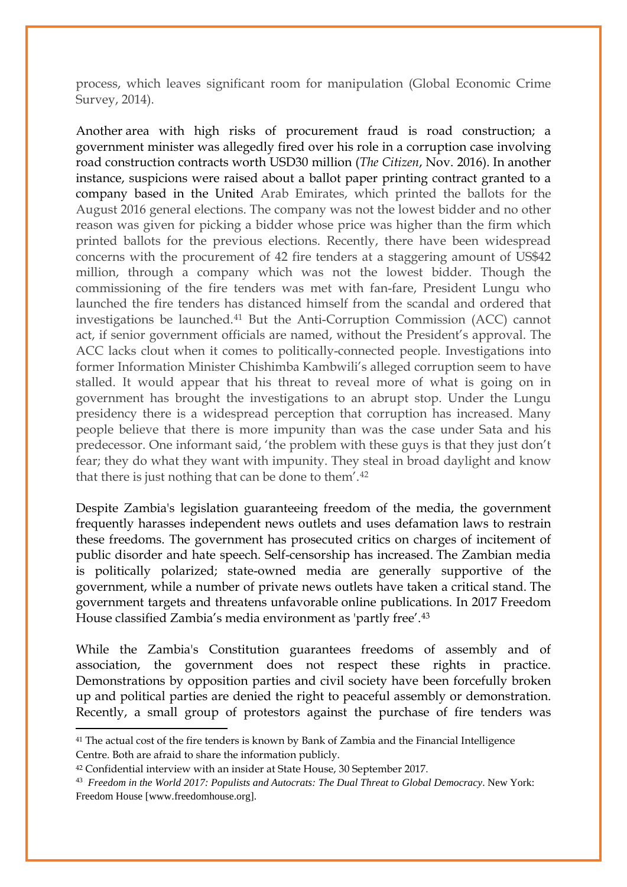process, which leaves significant room for manipulation (Global Economic Crime Survey, 2014).

Another area with high risks of procurement fraud is road construction; a government minister was allegedly fired over his role in a corruption case involving road construction contracts worth USD30 million (*The Citizen*, Nov. 2016). In another instance, suspicions were raised about a ballot paper printing contract granted to a company based in the United Arab Emirates, which printed the ballots for the August 2016 general elections. The company was not the lowest bidder and no other reason was given for picking a bidder whose price was higher than the firm which printed ballots for the previous elections. Recently, there have been widespread concerns with the procurement of 42 fire tenders at a staggering amount of US$42 million, through a company which was not the lowest bidder. Though the commissioning of the fire tenders was met with fan-fare, President Lungu who launched the fire tenders has distanced himself from the scandal and ordered that investigations be launched.[41] But the Anti-Corruption Commission (ACC) cannot act, if senior government officials are named, without the President's approval. The ACC lacks clout when it comes to politically-connected people. Investigations into former Information Minister Chishimba Kambwili's alleged corruption seem to have stalled. It would appear that his threat to reveal more of what is going on in government has brought the investigations to an abrupt stop. Under the Lungu presidency there is a widespread perception that corruption has increased. Many people believe that there is more impunity than was the case under Sata and his predecessor. One informant said, 'the problem with these guys is that they just don't fear; they do what they want with impunity. They steal in broad daylight and know that there is just nothing that can be done to them'.[42]

Despite Zambia's legislation guaranteeing freedom of the media, the government frequently harasses independent news outlets and uses defamation laws to restrain these freedoms. The government has prosecuted critics on charges of incitement of public disorder and hate speech. Self-censorship has increased. The Zambian media is politically polarized; state-owned media are generally supportive of the government, while a number of private news outlets have taken a critical stand. The government targets and threatens unfavorable online publications. In 2017 Freedom House classified Zambia's media environment as 'partly free'.[43]

While the Zambia's Constitution guarantees freedoms of assembly and of association, the government does not respect these rights in practice. Demonstrations by opposition parties and civil society have been forcefully broken up and political parties are denied the right to peaceful assembly or demonstration. Recently, a small group of protestors against the purchase of fire tenders was

---

[41] The actual cost of the fire tenders is known by Bank of Zambia and the Financial Intelligence Centre. Both are afraid to share the information publicly.

[42] Confidential interview with an insider at State House, 30 September 2017.

[43] *Freedom in the World 2017: Populists and Autocrats: The Dual Threat to Global Democracy*. New York: Freedom House [www.freedomhouse.org].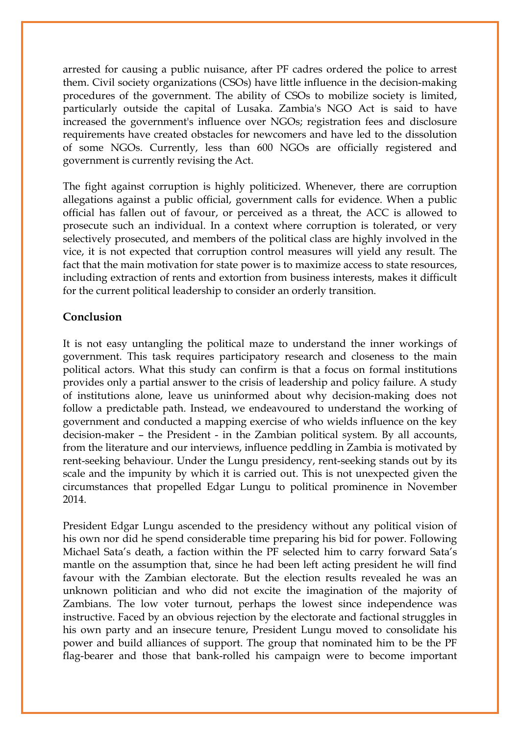arrested for causing a public nuisance, after PF cadres ordered the police to arrest them. Civil society organizations (CSOs) have little influence in the decision-making procedures of the government. The ability of CSOs to mobilize society is limited, particularly outside the capital of Lusaka. Zambia's NGO Act is said to have increased the government's influence over NGOs; registration fees and disclosure requirements have created obstacles for newcomers and have led to the dissolution of some NGOs. Currently, less than 600 NGOs are officially registered and government is currently revising the Act.

The fight against corruption is highly politicized. Whenever, there are corruption allegations against a public official, government calls for evidence. When a public official has fallen out of favour, or perceived as a threat, the ACC is allowed to prosecute such an individual. In a context where corruption is tolerated, or very selectively prosecuted, and members of the political class are highly involved in the vice, it is not expected that corruption control measures will yield any result. The fact that the main motivation for state power is to maximize access to state resources, including extraction of rents and extortion from business interests, makes it difficult for the current political leadership to consider an orderly transition.

## Conclusion

It is not easy untangling the political maze to understand the inner workings of government. This task requires participatory research and closeness to the main political actors. What this study can confirm is that a focus on formal institutions provides only a partial answer to the crisis of leadership and policy failure. A study of institutions alone, leave us uninformed about why decision-making does not follow a predictable path. Instead, we endeavoured to understand the working of government and conducted a mapping exercise of who wields influence on the key decision-maker – the President - in the Zambian political system. By all accounts, from the literature and our interviews, influence peddling in Zambia is motivated by rent-seeking behaviour. Under the Lungu presidency, rent-seeking stands out by its scale and the impunity by which it is carried out. This is not unexpected given the circumstances that propelled Edgar Lungu to political prominence in November 2014.

President Edgar Lungu ascended to the presidency without any political vision of his own nor did he spend considerable time preparing his bid for power. Following Michael Sata's death, a faction within the PF selected him to carry forward Sata's mantle on the assumption that, since he had been left acting president he will find favour with the Zambian electorate. But the election results revealed he was an unknown politician and who did not excite the imagination of the majority of Zambians. The low voter turnout, perhaps the lowest since independence was instructive. Faced by an obvious rejection by the electorate and factional struggles in his own party and an insecure tenure, President Lungu moved to consolidate his power and build alliances of support. The group that nominated him to be the PF flag-bearer and those that bank-rolled his campaign were to become important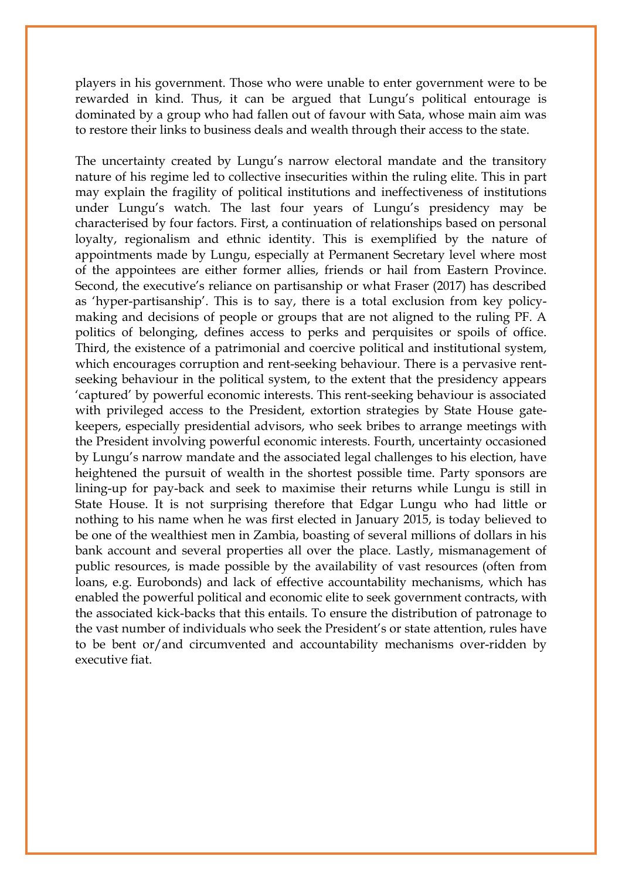players in his government. Those who were unable to enter government were to be rewarded in kind. Thus, it can be argued that Lungu's political entourage is dominated by a group who had fallen out of favour with Sata, whose main aim was to restore their links to business deals and wealth through their access to the state.

The uncertainty created by Lungu's narrow electoral mandate and the transitory nature of his regime led to collective insecurities within the ruling elite. This in part may explain the fragility of political institutions and ineffectiveness of institutions under Lungu's watch. The last four years of Lungu's presidency may be characterised by four factors. First, a continuation of relationships based on personal loyalty, regionalism and ethnic identity. This is exemplified by the nature of appointments made by Lungu, especially at Permanent Secretary level where most of the appointees are either former allies, friends or hail from Eastern Province. Second, the executive's reliance on partisanship or what Fraser (2017) has described as 'hyper-partisanship'. This is to say, there is a total exclusion from key policy-making and decisions of people or groups that are not aligned to the ruling PF. A politics of belonging, defines access to perks and perquisites or spoils of office. Third, the existence of a patrimonial and coercive political and institutional system, which encourages corruption and rent-seeking behaviour. There is a pervasive rent-seeking behaviour in the political system, to the extent that the presidency appears 'captured' by powerful economic interests. This rent-seeking behaviour is associated with privileged access to the President, extortion strategies by State House gate-keepers, especially presidential advisors, who seek bribes to arrange meetings with the President involving powerful economic interests. Fourth, uncertainty occasioned by Lungu's narrow mandate and the associated legal challenges to his election, have heightened the pursuit of wealth in the shortest possible time. Party sponsors are lining-up for pay-back and seek to maximise their returns while Lungu is still in State House. It is not surprising therefore that Edgar Lungu who had little or nothing to his name when he was first elected in January 2015, is today believed to be one of the wealthiest men in Zambia, boasting of several millions of dollars in his bank account and several properties all over the place. Lastly, mismanagement of public resources, is made possible by the availability of vast resources (often from loans, e.g. Eurobonds) and lack of effective accountability mechanisms, which has enabled the powerful political and economic elite to seek government contracts, with the associated kick-backs that this entails. To ensure the distribution of patronage to the vast number of individuals who seek the President's or state attention, rules have to be bent or/and circumvented and accountability mechanisms over-ridden by executive fiat.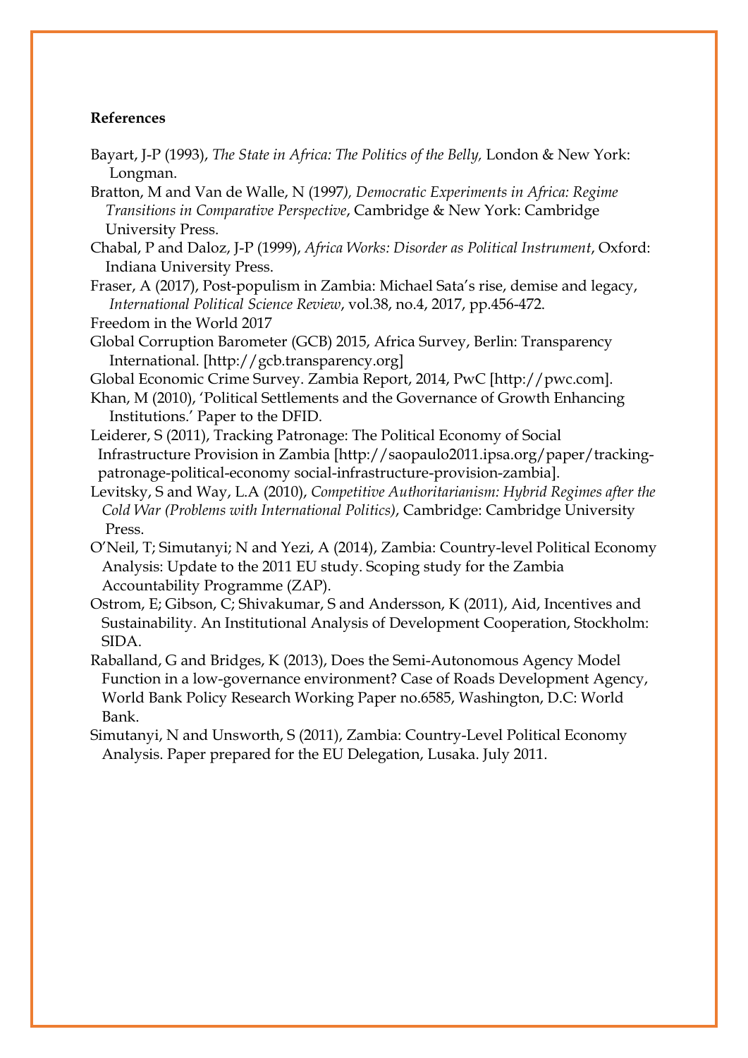**References**

Bayart, J-P (1993), *The State in Africa: The Politics of the Belly,* London & New York: Longman.

Bratton, M and Van de Walle, N (1997*), Democratic Experiments in Africa: Regime Transitions in Comparative Perspective*, Cambridge & New York: Cambridge University Press.

Chabal, P and Daloz, J-P (1999), *Africa Works: Disorder as Political Instrument*, Oxford: Indiana University Press.

Fraser, A (2017), Post-populism in Zambia: Michael Sata's rise, demise and legacy, *International Political Science Review*, vol.38, no.4, 2017, pp.456-472.

Freedom in the World 2017

Global Corruption Barometer (GCB) 2015, Africa Survey, Berlin: Transparency International. [http://gcb.transparency.org]

Global Economic Crime Survey. Zambia Report, 2014, PwC [http://pwc.com].

Khan, M (2010), 'Political Settlements and the Governance of Growth Enhancing Institutions.' Paper to the DFID.

Leiderer, S (2011), Tracking Patronage: The Political Economy of Social Infrastructure Provision in Zambia [http://saopaulo2011.ipsa.org/paper/tracking-patronage-political-economy social-infrastructure-provision-zambia].

Levitsky, S and Way, L.A (2010), *Competitive Authoritarianism: Hybrid Regimes after the Cold War (Problems with International Politics)*, Cambridge: Cambridge University Press.

O'Neil, T; Simutanyi; N and Yezi, A (2014), Zambia: Country-level Political Economy Analysis: Update to the 2011 EU study. Scoping study for the Zambia Accountability Programme (ZAP).

Ostrom, E; Gibson, C; Shivakumar, S and Andersson, K (2011), Aid, Incentives and Sustainability. An Institutional Analysis of Development Cooperation, Stockholm: SIDA.

Raballand, G and Bridges, K (2013), Does the Semi-Autonomous Agency Model Function in a low-governance environment? Case of Roads Development Agency, World Bank Policy Research Working Paper no.6585, Washington, D.C: World Bank.

Simutanyi, N and Unsworth, S (2011), Zambia: Country-Level Political Economy Analysis. Paper prepared for the EU Delegation, Lusaka. July 2011.